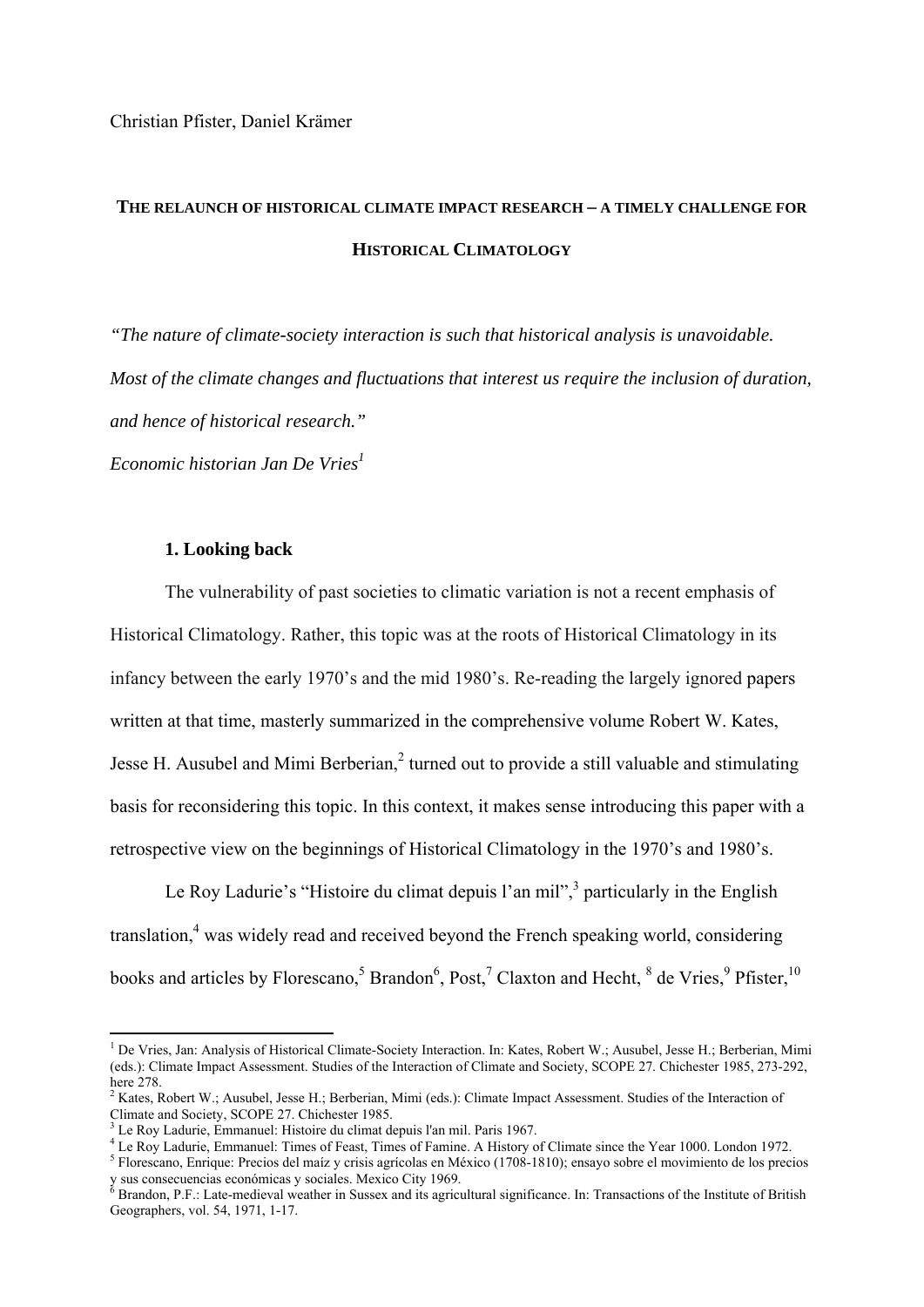Christian Pfister, Daniel Krämer

# THE RELAUNCH OF HISTORICAL CLIMATE IMPACT RESEARCH – A TIMELY CHALLENGE FOR HISTORICAL CLIMATOLOGY

*"The nature of climate-society interaction is such that historical analysis is unavoidable. Most of the climate changes and fluctuations that interest us require the inclusion of duration, and hence of historical research."*
*Economic historian Jan De Vries*[1]

## 1. Looking back

The vulnerability of past societies to climatic variation is not a recent emphasis of Historical Climatology. Rather, this topic was at the roots of Historical Climatology in its infancy between the early 1970's and the mid 1980's. Re-reading the largely ignored papers written at that time, masterly summarized in the comprehensive volume Robert W. Kates, Jesse H. Ausubel and Mimi Berberian,[2] turned out to provide a still valuable and stimulating basis for reconsidering this topic. In this context, it makes sense introducing this paper with a retrospective view on the beginnings of Historical Climatology in the 1970's and 1980's.

Le Roy Ladurie's "Histoire du climat depuis l'an mil",[3] particularly in the English translation,[4] was widely read and received beyond the French speaking world, considering books and articles by Florescano,[5] Brandon[6], Post,[7] Claxton and Hecht, [8] de Vries,[9] Pfister,[10]

---

[1] De Vries, Jan: Analysis of Historical Climate-Society Interaction. In: Kates, Robert W.; Ausubel, Jesse H.; Berberian, Mimi (eds.): Climate Impact Assessment. Studies of the Interaction of Climate and Society, SCOPE 27. Chichester 1985, 273-292, here 278.

[2] Kates, Robert W.; Ausubel, Jesse H.; Berberian, Mimi (eds.): Climate Impact Assessment. Studies of the Interaction of Climate and Society, SCOPE 27. Chichester 1985.

[3] Le Roy Ladurie, Emmanuel: Histoire du climat depuis l'an mil. Paris 1967.

[4] Le Roy Ladurie, Emmanuel: Times of Feast, Times of Famine. A History of Climate since the Year 1000. London 1972.

[5] Florescano, Enrique: Precios del maíz y crisis agrícolas en México (1708-1810); ensayo sobre el movimiento de los precios y sus consecuencias económicas y sociales. Mexico City 1969.

[6] Brandon, P.F.: Late-medieval weather in Sussex and its agricultural significance. In: Transactions of the Institute of British Geographers, vol. 54, 1971, 1-17.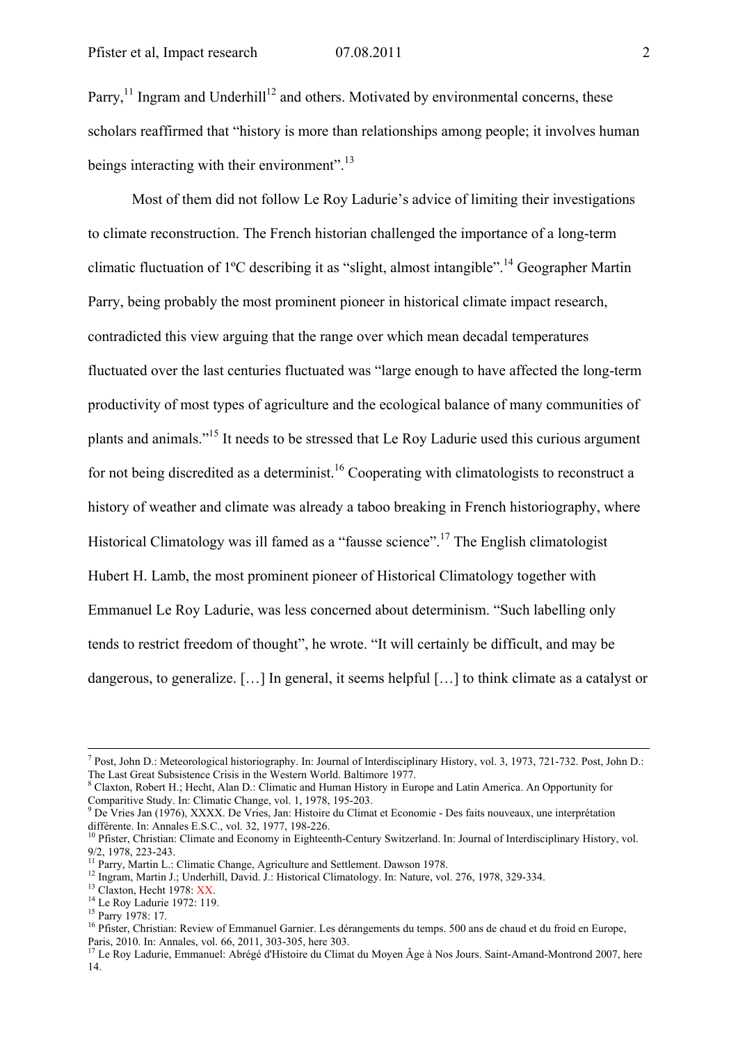Parry,[11] Ingram and Underhill[12] and others. Motivated by environmental concerns, these scholars reaffirmed that "history is more than relationships among people; it involves human beings interacting with their environment".[13]

Most of them did not follow Le Roy Ladurie's advice of limiting their investigations to climate reconstruction. The French historian challenged the importance of a long-term climatic fluctuation of 1ºC describing it as "slight, almost intangible".[14] Geographer Martin Parry, being probably the most prominent pioneer in historical climate impact research, contradicted this view arguing that the range over which mean decadal temperatures fluctuated over the last centuries fluctuated was "large enough to have affected the long-term productivity of most types of agriculture and the ecological balance of many communities of plants and animals."[15] It needs to be stressed that Le Roy Ladurie used this curious argument for not being discredited as a determinist.[16] Cooperating with climatologists to reconstruct a history of weather and climate was already a taboo breaking in French historiography, where Historical Climatology was ill famed as a "fausse science".[17] The English climatologist Hubert H. Lamb, the most prominent pioneer of Historical Climatology together with Emmanuel Le Roy Ladurie, was less concerned about determinism. "Such labelling only tends to restrict freedom of thought", he wrote. "It will certainly be difficult, and may be dangerous, to generalize. […] In general, it seems helpful […] to think climate as a catalyst or

---

[7] Post, John D.: Meteorological historiography. In: Journal of Interdisciplinary History, vol. 3, 1973, 721-732. Post, John D.: The Last Great Subsistence Crisis in the Western World. Baltimore 1977.

[8] Claxton, Robert H.; Hecht, Alan D.: Climatic and Human History in Europe and Latin America. An Opportunity for Comparitive Study. In: Climatic Change, vol. 1, 1978, 195-203.

[9] De Vries Jan (1976), XXXX. De Vries, Jan: Histoire du Climat et Economie - Des faits nouveaux, une interprétation différente. In: Annales E.S.C., vol. 32, 1977, 198-226.

[10] Pfister, Christian: Climate and Economy in Eighteenth-Century Switzerland. In: Journal of Interdisciplinary History, vol. 9/2, 1978, 223-243.

[11] Parry, Martin L.: Climatic Change, Agriculture and Settlement. Dawson 1978.

[12] Ingram, Martin J.; Underhill, David. J.: Historical Climatology. In: Nature, vol. 276, 1978, 329-334.

[13] Claxton, Hecht 1978: XX.

[14] Le Roy Ladurie 1972: 119.

[15] Parry 1978: 17.

[16] Pfister, Christian: Review of Emmanuel Garnier. Les dérangements du temps. 500 ans de chaud et du froid en Europe, Paris, 2010. In: Annales, vol. 66, 2011, 303-305, here 303.

[17] Le Roy Ladurie, Emmanuel: Abrégé d'Histoire du Climat du Moyen Âge à Nos Jours. Saint-Amand-Montrond 2007, here 14.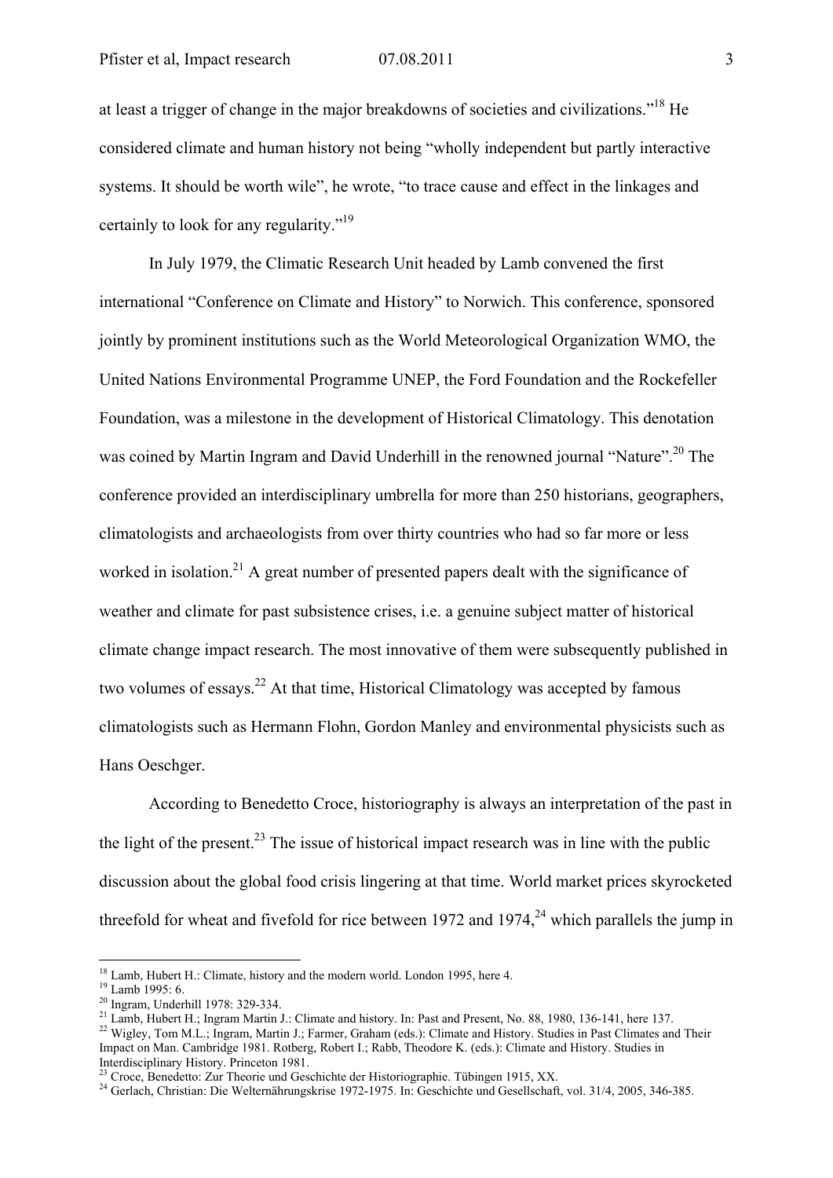at least a trigger of change in the major breakdowns of societies and civilizations."[18] He considered climate and human history not being "wholly independent but partly interactive systems. It should be worth wile", he wrote, "to trace cause and effect in the linkages and certainly to look for any regularity."[19]

In July 1979, the Climatic Research Unit headed by Lamb convened the first international "Conference on Climate and History" to Norwich. This conference, sponsored jointly by prominent institutions such as the World Meteorological Organization WMO, the United Nations Environmental Programme UNEP, the Ford Foundation and the Rockefeller Foundation, was a milestone in the development of Historical Climatology. This denotation was coined by Martin Ingram and David Underhill in the renowned journal "Nature".[20] The conference provided an interdisciplinary umbrella for more than 250 historians, geographers, climatologists and archaeologists from over thirty countries who had so far more or less worked in isolation.[21] A great number of presented papers dealt with the significance of weather and climate for past subsistence crises, i.e. a genuine subject matter of historical climate change impact research. The most innovative of them were subsequently published in two volumes of essays.[22] At that time, Historical Climatology was accepted by famous climatologists such as Hermann Flohn, Gordon Manley and environmental physicists such as Hans Oeschger.

According to Benedetto Croce, historiography is always an interpretation of the past in the light of the present.[23] The issue of historical impact research was in line with the public discussion about the global food crisis lingering at that time. World market prices skyrocketed threefold for wheat and fivefold for rice between 1972 and 1974,[24] which parallels the jump in

---

[18] Lamb, Hubert H.: Climate, history and the modern world. London 1995, here 4.
[19] Lamb 1995: 6.
[20] Ingram, Underhill 1978: 329-334.
[21] Lamb, Hubert H.; Ingram Martin J.: Climate and history. In: Past and Present, No. 88, 1980, 136-141, here 137.
[22] Wigley, Tom M.L.; Ingram, Martin J.; Farmer, Graham (eds.): Climate and History. Studies in Past Climates and Their Impact on Man. Cambridge 1981. Rotberg, Robert I.; Rabb, Theodore K. (eds.): Climate and History. Studies in Interdisciplinary History. Princeton 1981.
[23] Croce, Benedetto: Zur Theorie und Geschichte der Historiographie. Tübingen 1915, XX.
[24] Gerlach, Christian: Die Welternährungskrise 1972-1975. In: Geschichte und Gesellschaft, vol. 31/4, 2005, 346-385.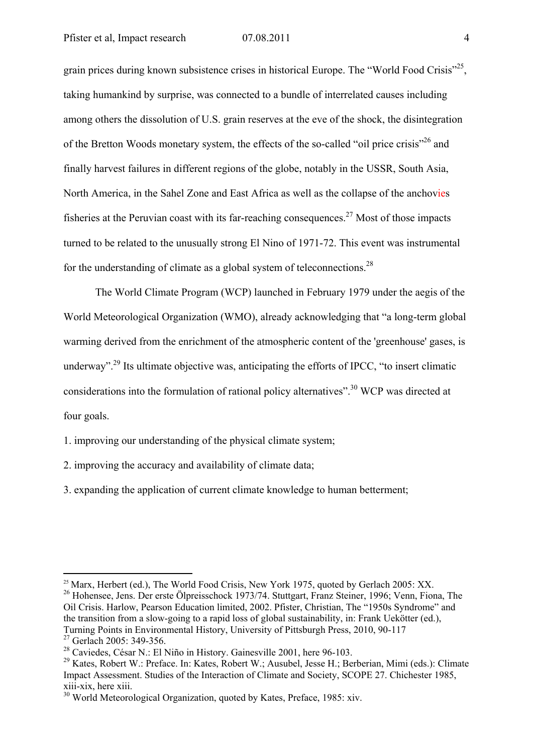grain prices during known subsistence crises in historical Europe. The "World Food Crisis"[25], taking humankind by surprise, was connected to a bundle of interrelated causes including among others the dissolution of U.S. grain reserves at the eve of the shock, the disintegration of the Bretton Woods monetary system, the effects of the so-called "oil price crisis"[26] and finally harvest failures in different regions of the globe, notably in the USSR, South Asia, North America, in the Sahel Zone and East Africa as well as the collapse of the anchovies fisheries at the Peruvian coast with its far-reaching consequences.[27] Most of those impacts turned to be related to the unusually strong El Nino of 1971-72. This event was instrumental for the understanding of climate as a global system of teleconnections.[28]

The World Climate Program (WCP) launched in February 1979 under the aegis of the World Meteorological Organization (WMO), already acknowledging that "a long-term global warming derived from the enrichment of the atmospheric content of the 'greenhouse' gases, is underway".[29] Its ultimate objective was, anticipating the efforts of IPCC, "to insert climatic considerations into the formulation of rational policy alternatives".[30] WCP was directed at four goals.

1. improving our understanding of the physical climate system;
2. improving the accuracy and availability of climate data;
3. expanding the application of current climate knowledge to human betterment;

---

[25] Marx, Herbert (ed.), The World Food Crisis, New York 1975, quoted by Gerlach 2005: XX.

[26] Hohensee, Jens. Der erste Ölpreisschock 1973/74. Stuttgart, Franz Steiner, 1996; Venn, Fiona, The Oil Crisis. Harlow, Pearson Education limited, 2002. Pfister, Christian, The "1950s Syndrome" and the transition from a slow-going to a rapid loss of global sustainability, in: Frank Uekötter (ed.), Turning Points in Environmental History, University of Pittsburgh Press, 2010, 90-117

[27] Gerlach 2005: 349-356.

[28] Caviedes, César N.: El Niño in History. Gainesville 2001, here 96-103.

[29] Kates, Robert W.: Preface. In: Kates, Robert W.; Ausubel, Jesse H.; Berberian, Mimi (eds.): Climate Impact Assessment. Studies of the Interaction of Climate and Society, SCOPE 27. Chichester 1985, xiii-xix, here xiii.

[30] World Meteorological Organization, quoted by Kates, Preface, 1985: xiv.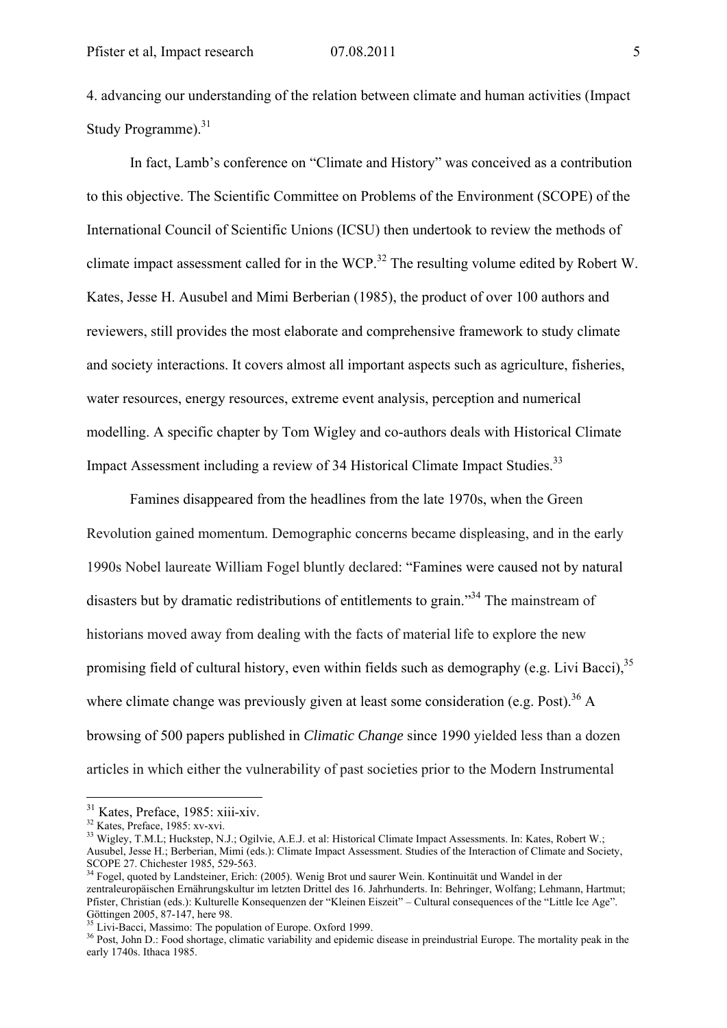4. advancing our understanding of the relation between climate and human activities (Impact Study Programme).[31]

In fact, Lamb's conference on "Climate and History" was conceived as a contribution to this objective. The Scientific Committee on Problems of the Environment (SCOPE) of the International Council of Scientific Unions (ICSU) then undertook to review the methods of climate impact assessment called for in the WCP.[32] The resulting volume edited by Robert W. Kates, Jesse H. Ausubel and Mimi Berberian (1985), the product of over 100 authors and reviewers, still provides the most elaborate and comprehensive framework to study climate and society interactions. It covers almost all important aspects such as agriculture, fisheries, water resources, energy resources, extreme event analysis, perception and numerical modelling. A specific chapter by Tom Wigley and co-authors deals with Historical Climate Impact Assessment including a review of 34 Historical Climate Impact Studies.[33]

Famines disappeared from the headlines from the late 1970s, when the Green Revolution gained momentum. Demographic concerns became displeasing, and in the early 1990s Nobel laureate William Fogel bluntly declared: "Famines were caused not by natural disasters but by dramatic redistributions of entitlements to grain."[34] The mainstream of historians moved away from dealing with the facts of material life to explore the new promising field of cultural history, even within fields such as demography (e.g. Livi Bacci),[35] where climate change was previously given at least some consideration (e.g. Post).[36] A browsing of 500 papers published in *Climatic Change* since 1990 yielded less than a dozen articles in which either the vulnerability of past societies prior to the Modern Instrumental

---

[31] Kates, Preface, 1985: xiii-xiv.

[32] Kates, Preface, 1985: xv-xvi.

[33] Wigley, T.M.L; Huckstep, N.J.; Ogilvie, A.E.J. et al: Historical Climate Impact Assessments. In: Kates, Robert W.; Ausubel, Jesse H.; Berberian, Mimi (eds.): Climate Impact Assessment. Studies of the Interaction of Climate and Society, SCOPE 27. Chichester 1985, 529-563.

[34] Fogel, quoted by Landsteiner, Erich: (2005). Wenig Brot und saurer Wein. Kontinuität und Wandel in der zentraleuropäischen Ernährungskultur im letzten Drittel des 16. Jahrhunderts. In: Behringer, Wolfang; Lehmann, Hartmut; Pfister, Christian (eds.): Kulturelle Konsequenzen der "Kleinen Eiszeit" – Cultural consequences of the "Little Ice Age". Göttingen 2005, 87-147, here 98.

[35] Livi-Bacci, Massimo: The population of Europe. Oxford 1999.

[36] Post, John D.: Food shortage, climatic variability and epidemic disease in preindustrial Europe. The mortality peak in the early 1740s. Ithaca 1985.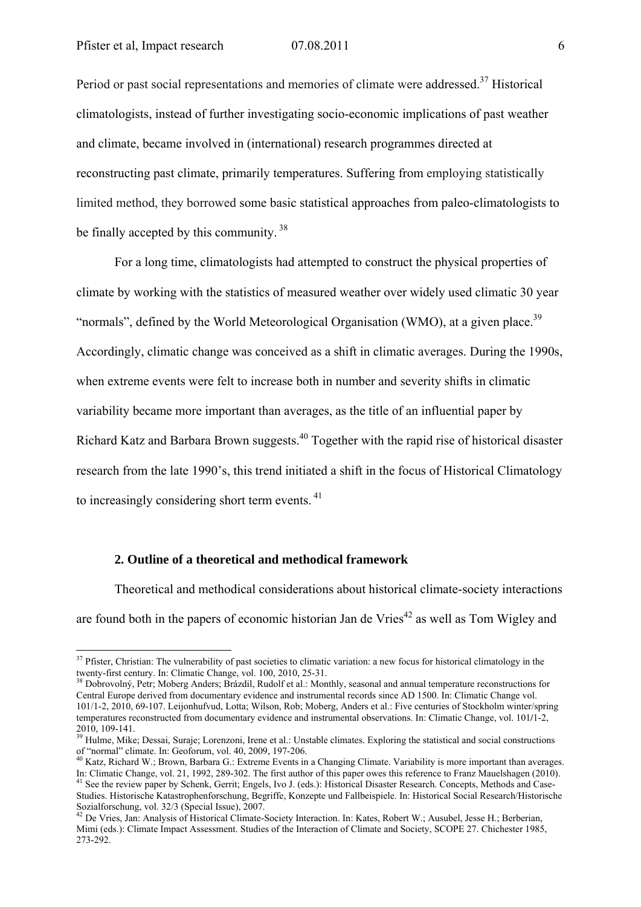Period or past social representations and memories of climate were addressed.[37] Historical climatologists, instead of further investigating socio-economic implications of past weather and climate, became involved in (international) research programmes directed at reconstructing past climate, primarily temperatures. Suffering from employing statistically limited method, they borrowed some basic statistical approaches from paleo-climatologists to be finally accepted by this community. [38]

For a long time, climatologists had attempted to construct the physical properties of climate by working with the statistics of measured weather over widely used climatic 30 year "normals", defined by the World Meteorological Organisation (WMO), at a given place.[39] Accordingly, climatic change was conceived as a shift in climatic averages. During the 1990s, when extreme events were felt to increase both in number and severity shifts in climatic variability became more important than averages, as the title of an influential paper by Richard Katz and Barbara Brown suggests.[40] Together with the rapid rise of historical disaster research from the late 1990's, this trend initiated a shift in the focus of Historical Climatology to increasingly considering short term events. [41]

## 2. Outline of a theoretical and methodical framework

Theoretical and methodical considerations about historical climate-society interactions are found both in the papers of economic historian Jan de Vries[42] as well as Tom Wigley and

---

[37] Pfister, Christian: The vulnerability of past societies to climatic variation: a new focus for historical climatology in the twenty-first century. In: Climatic Change, vol. 100, 2010, 25-31.

[38] Dobrovolný, Petr; Moberg Anders; Brázdil, Rudolf et al.: Monthly, seasonal and annual temperature reconstructions for Central Europe derived from documentary evidence and instrumental records since AD 1500. In: Climatic Change vol. 101/1-2, 2010, 69-107. Leijonhufvud, Lotta; Wilson, Rob; Moberg, Anders et al.: Five centuries of Stockholm winter/spring temperatures reconstructed from documentary evidence and instrumental observations. In: Climatic Change, vol. 101/1-2, 2010, 109-141.

[39] Hulme, Mike; Dessai, Suraje; Lorenzoni, Irene et al.: Unstable climates. Exploring the statistical and social constructions of "normal" climate. In: Geoforum, vol. 40, 2009, 197-206.

[40] Katz, Richard W.; Brown, Barbara G.: Extreme Events in a Changing Climate. Variability is more important than averages. In: Climatic Change, vol. 21, 1992, 289-302. The first author of this paper owes this reference to Franz Mauelshagen (2010).

[41] See the review paper by Schenk, Gerrit; Engels, Ivo J. (eds.): Historical Disaster Research. Concepts, Methods and Case-Studies. Historische Katastrophenforschung, Begriffe, Konzepte und Fallbeispiele. In: Historical Social Research/Historische Sozialforschung, vol. 32/3 (Special Issue), 2007.

[42] De Vries, Jan: Analysis of Historical Climate-Society Interaction. In: Kates, Robert W.; Ausubel, Jesse H.; Berberian, Mimi (eds.): Climate Impact Assessment. Studies of the Interaction of Climate and Society, SCOPE 27. Chichester 1985, 273-292.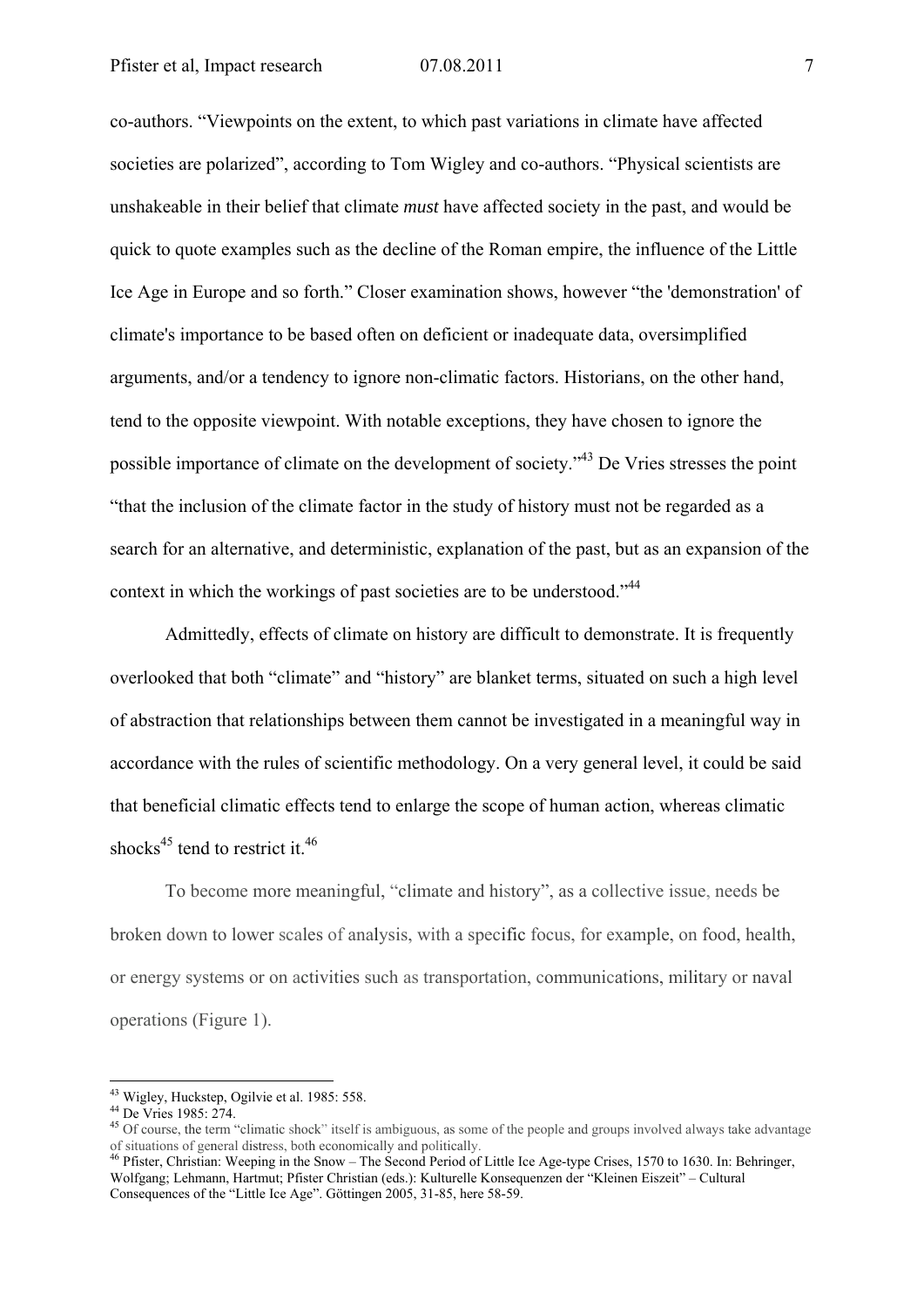co-authors. "Viewpoints on the extent, to which past variations in climate have affected societies are polarized", according to Tom Wigley and co-authors. "Physical scientists are unshakeable in their belief that climate *must* have affected society in the past, and would be quick to quote examples such as the decline of the Roman empire, the influence of the Little Ice Age in Europe and so forth." Closer examination shows, however "the 'demonstration' of climate's importance to be based often on deficient or inadequate data, oversimplified arguments, and/or a tendency to ignore non-climatic factors. Historians, on the other hand, tend to the opposite viewpoint. With notable exceptions, they have chosen to ignore the possible importance of climate on the development of society."[43] De Vries stresses the point "that the inclusion of the climate factor in the study of history must not be regarded as a search for an alternative, and deterministic, explanation of the past, but as an expansion of the context in which the workings of past societies are to be understood."[44]

Admittedly, effects of climate on history are difficult to demonstrate. It is frequently overlooked that both "climate" and "history" are blanket terms, situated on such a high level of abstraction that relationships between them cannot be investigated in a meaningful way in accordance with the rules of scientific methodology. On a very general level, it could be said that beneficial climatic effects tend to enlarge the scope of human action, whereas climatic shocks[45] tend to restrict it.[46]

To become more meaningful, "climate and history", as a collective issue, needs be broken down to lower scales of analysis, with a specific focus, for example, on food, health, or energy systems or on activities such as transportation, communications, military or naval operations (Figure 1).

---

[43] Wigley, Huckstep, Ogilvie et al. 1985: 558.

[44] De Vries 1985: 274.

[45] Of course, the term "climatic shock" itself is ambiguous, as some of the people and groups involved always take advantage of situations of general distress, both economically and politically.

[46] Pfister, Christian: Weeping in the Snow – The Second Period of Little Ice Age-type Crises, 1570 to 1630. In: Behringer, Wolfgang; Lehmann, Hartmut; Pfister Christian (eds.): Kulturelle Konsequenzen der "Kleinen Eiszeit" – Cultural Consequences of the "Little Ice Age". Göttingen 2005, 31-85, here 58-59.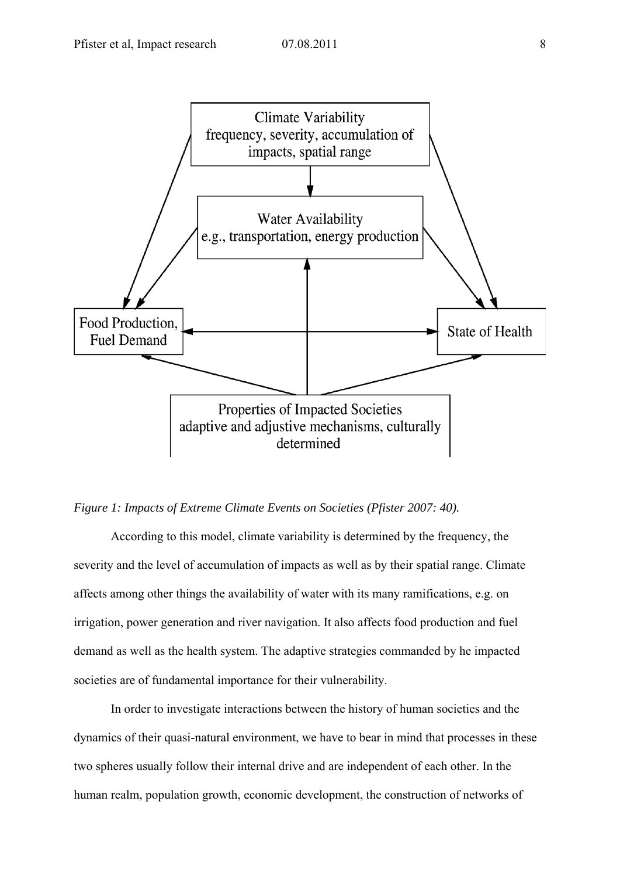Climate Variability
frequency, severity, accumulation of impacts, spatial range

Water Availability
e.g., transportation, energy production

Food Production, Fuel Demand

State of Health

Properties of Impacted Societies
adaptive and adjustive mechanisms, culturally determined

*Figure 1: Impacts of Extreme Climate Events on Societies (Pfister 2007: 40).*

According to this model, climate variability is determined by the frequency, the severity and the level of accumulation of impacts as well as by their spatial range. Climate affects among other things the availability of water with its many ramifications, e.g. on irrigation, power generation and river navigation. It also affects food production and fuel demand as well as the health system. The adaptive strategies commanded by he impacted societies are of fundamental importance for their vulnerability.

In order to investigate interactions between the history of human societies and the dynamics of their quasi-natural environment, we have to bear in mind that processes in these two spheres usually follow their internal drive and are independent of each other. In the human realm, population growth, economic development, the construction of networks of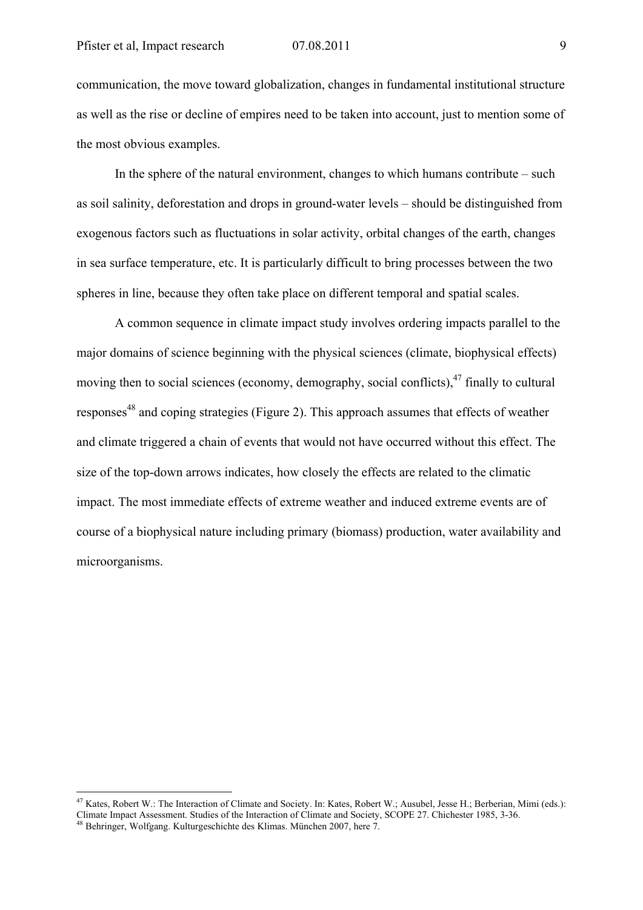communication, the move toward globalization, changes in fundamental institutional structure as well as the rise or decline of empires need to be taken into account, just to mention some of the most obvious examples.

In the sphere of the natural environment, changes to which humans contribute – such as soil salinity, deforestation and drops in ground-water levels – should be distinguished from exogenous factors such as fluctuations in solar activity, orbital changes of the earth, changes in sea surface temperature, etc. It is particularly difficult to bring processes between the two spheres in line, because they often take place on different temporal and spatial scales.

A common sequence in climate impact study involves ordering impacts parallel to the major domains of science beginning with the physical sciences (climate, biophysical effects) moving then to social sciences (economy, demography, social conflicts),[47] finally to cultural responses[48] and coping strategies (Figure 2). This approach assumes that effects of weather and climate triggered a chain of events that would not have occurred without this effect. The size of the top-down arrows indicates, how closely the effects are related to the climatic impact. The most immediate effects of extreme weather and induced extreme events are of course of a biophysical nature including primary (biomass) production, water availability and microorganisms.

---

[47] Kates, Robert W.: The Interaction of Climate and Society. In: Kates, Robert W.; Ausubel, Jesse H.; Berberian, Mimi (eds.): Climate Impact Assessment. Studies of the Interaction of Climate and Society, SCOPE 27. Chichester 1985, 3-36.

[48] Behringer, Wolfgang. Kulturgeschichte des Klimas. München 2007, here 7.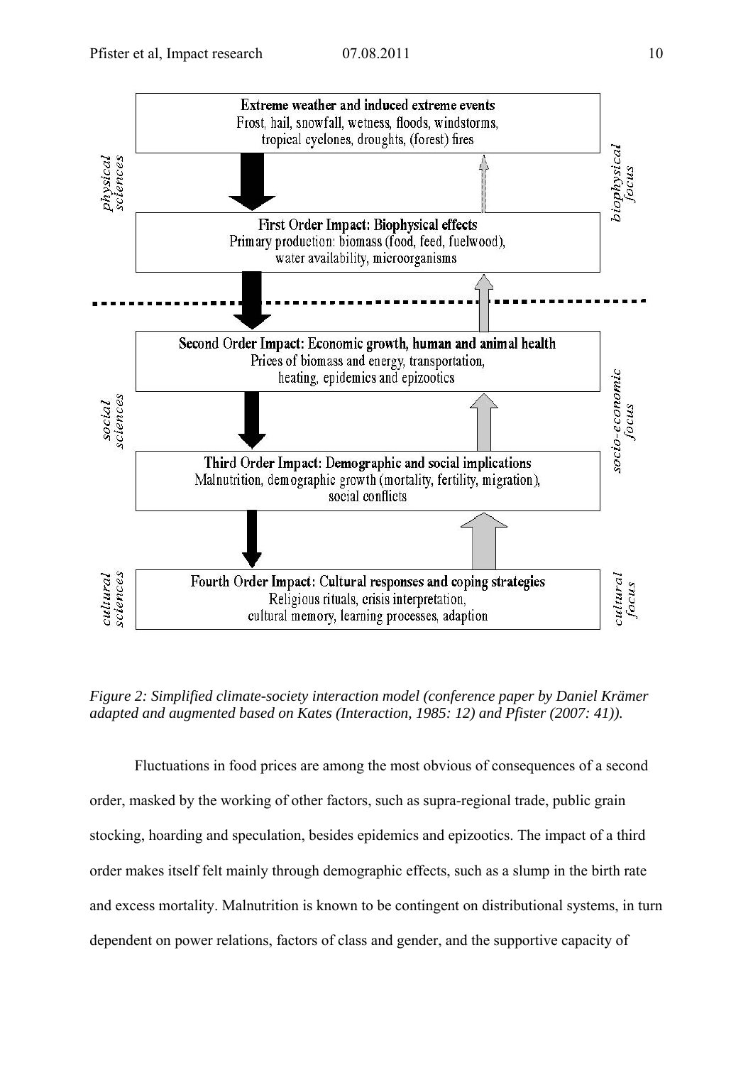**Extreme weather and induced extreme events**
Frost, hail, snowfall, wetness, floods, windstorms, tropical cyclones, droughts, (forest) fires

**First Order Impact: Biophysical effects**
Primary production: biomass (food, feed, fuelwood), water availability, microorganisms

*physical sciences* — *biophysical focus*

**Second Order Impact: Economic growth, human and animal health**
Prices of biomass and energy, transportation, heating, epidemics and epizootics

**Third Order Impact: Demographic and social implications**
Malnutrition, demographic growth (mortality, fertility, migration), social conflicts

*social sciences* — *socio-economic focus*

**Fourth Order Impact: Cultural responses and coping strategies**
Religious rituals, crisis interpretation, cultural memory, learning processes, adaption

*cultural sciences* — *cultural focus*

*Figure 2: Simplified climate-society interaction model (conference paper by Daniel Krämer adapted and augmented based on Kates (Interaction, 1985: 12) and Pfister (2007: 41)).*

Fluctuations in food prices are among the most obvious of consequences of a second order, masked by the working of other factors, such as supra-regional trade, public grain stocking, hoarding and speculation, besides epidemics and epizootics. The impact of a third order makes itself felt mainly through demographic effects, such as a slump in the birth rate and excess mortality. Malnutrition is known to be contingent on distributional systems, in turn dependent on power relations, factors of class and gender, and the supportive capacity of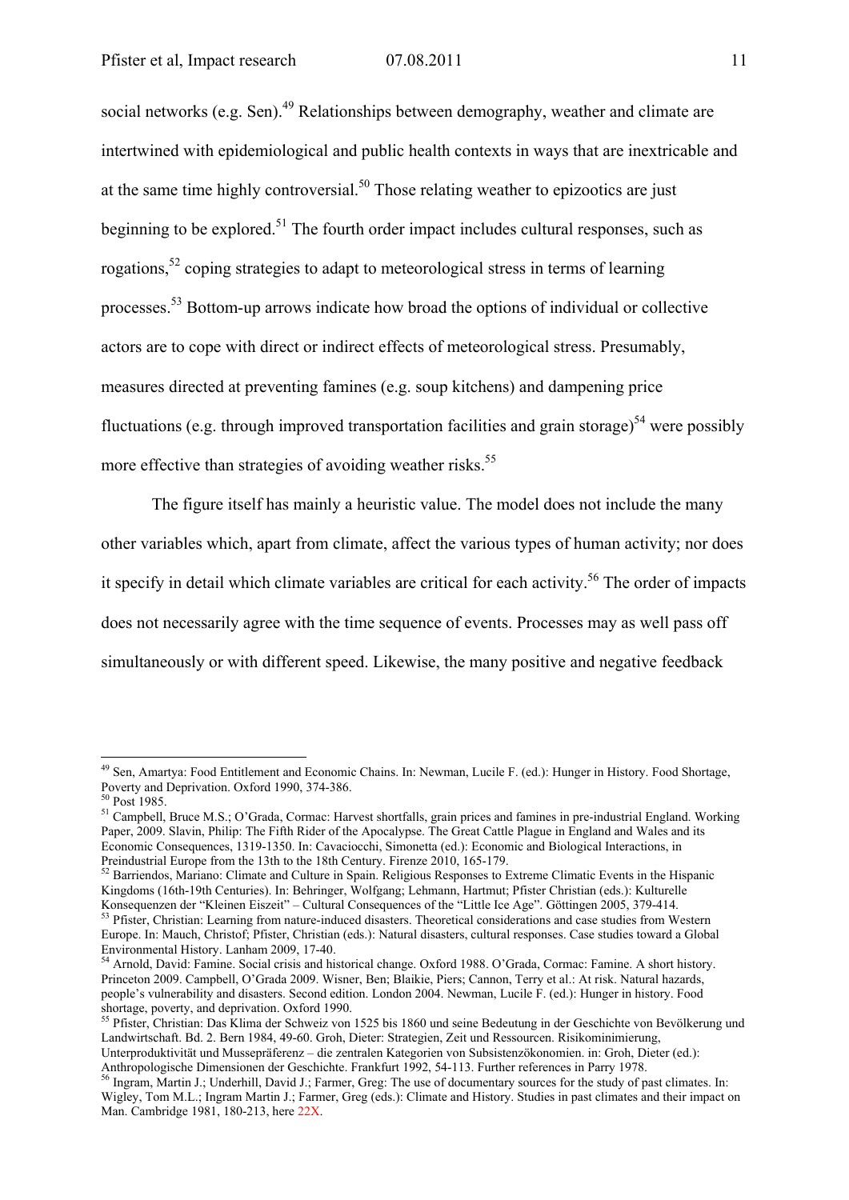social networks (e.g. Sen).[49] Relationships between demography, weather and climate are intertwined with epidemiological and public health contexts in ways that are inextricable and at the same time highly controversial.[50] Those relating weather to epizootics are just beginning to be explored.[51] The fourth order impact includes cultural responses, such as rogations,[52] coping strategies to adapt to meteorological stress in terms of learning processes.[53] Bottom-up arrows indicate how broad the options of individual or collective actors are to cope with direct or indirect effects of meteorological stress. Presumably, measures directed at preventing famines (e.g. soup kitchens) and dampening price fluctuations (e.g. through improved transportation facilities and grain storage)[54] were possibly more effective than strategies of avoiding weather risks.[55]

The figure itself has mainly a heuristic value. The model does not include the many other variables which, apart from climate, affect the various types of human activity; nor does it specify in detail which climate variables are critical for each activity.[56] The order of impacts does not necessarily agree with the time sequence of events. Processes may as well pass off simultaneously or with different speed. Likewise, the many positive and negative feedback

---

[49] Sen, Amartya: Food Entitlement and Economic Chains. In: Newman, Lucile F. (ed.): Hunger in History. Food Shortage, Poverty and Deprivation. Oxford 1990, 374-386.

[50] Post 1985.

[51] Campbell, Bruce M.S.; O'Grada, Cormac: Harvest shortfalls, grain prices and famines in pre-industrial England. Working Paper, 2009. Slavin, Philip: The Fifth Rider of the Apocalypse. The Great Cattle Plague in England and Wales and its Economic Consequences, 1319-1350. In: Cavaciocchi, Simonetta (ed.): Economic and Biological Interactions, in Preindustrial Europe from the 13th to the 18th Century. Firenze 2010, 165-179.

[52] Barriendos, Mariano: Climate and Culture in Spain. Religious Responses to Extreme Climatic Events in the Hispanic Kingdoms (16th-19th Centuries). In: Behringer, Wolfgang; Lehmann, Hartmut; Pfister Christian (eds.): Kulturelle Konsequenzen der "Kleinen Eiszeit" – Cultural Consequences of the "Little Ice Age". Göttingen 2005, 379-414.

[53] Pfister, Christian: Learning from nature-induced disasters. Theoretical considerations and case studies from Western Europe. In: Mauch, Christof; Pfister, Christian (eds.): Natural disasters, cultural responses. Case studies toward a Global Environmental History. Lanham 2009, 17-40.

[54] Arnold, David: Famine. Social crisis and historical change. Oxford 1988. O'Grada, Cormac: Famine. A short history. Princeton 2009. Campbell, O'Grada 2009. Wisner, Ben; Blaikie, Piers; Cannon, Terry et al.: At risk. Natural hazards, people's vulnerability and disasters. Second edition. London 2004. Newman, Lucile F. (ed.): Hunger in history. Food shortage, poverty, and deprivation. Oxford 1990.

[55] Pfister, Christian: Das Klima der Schweiz von 1525 bis 1860 und seine Bedeutung in der Geschichte von Bevölkerung und Landwirtschaft. Bd. 2. Bern 1984, 49-60. Groh, Dieter: Strategien, Zeit und Ressourcen. Risikominimierung, Unterproduktivität und Mussepräferenz – die zentralen Kategorien von Subsistenzökonomien. in: Groh, Dieter (ed.): Anthropologische Dimensionen der Geschichte. Frankfurt 1992, 54-113. Further references in Parry 1978.

[56] Ingram, Martin J.; Underhill, David J.; Farmer, Greg: The use of documentary sources for the study of past climates. In: Wigley, Tom M.L.; Ingram Martin J.; Farmer, Greg (eds.): Climate and History. Studies in past climates and their impact on Man. Cambridge 1981, 180-213, here 22X.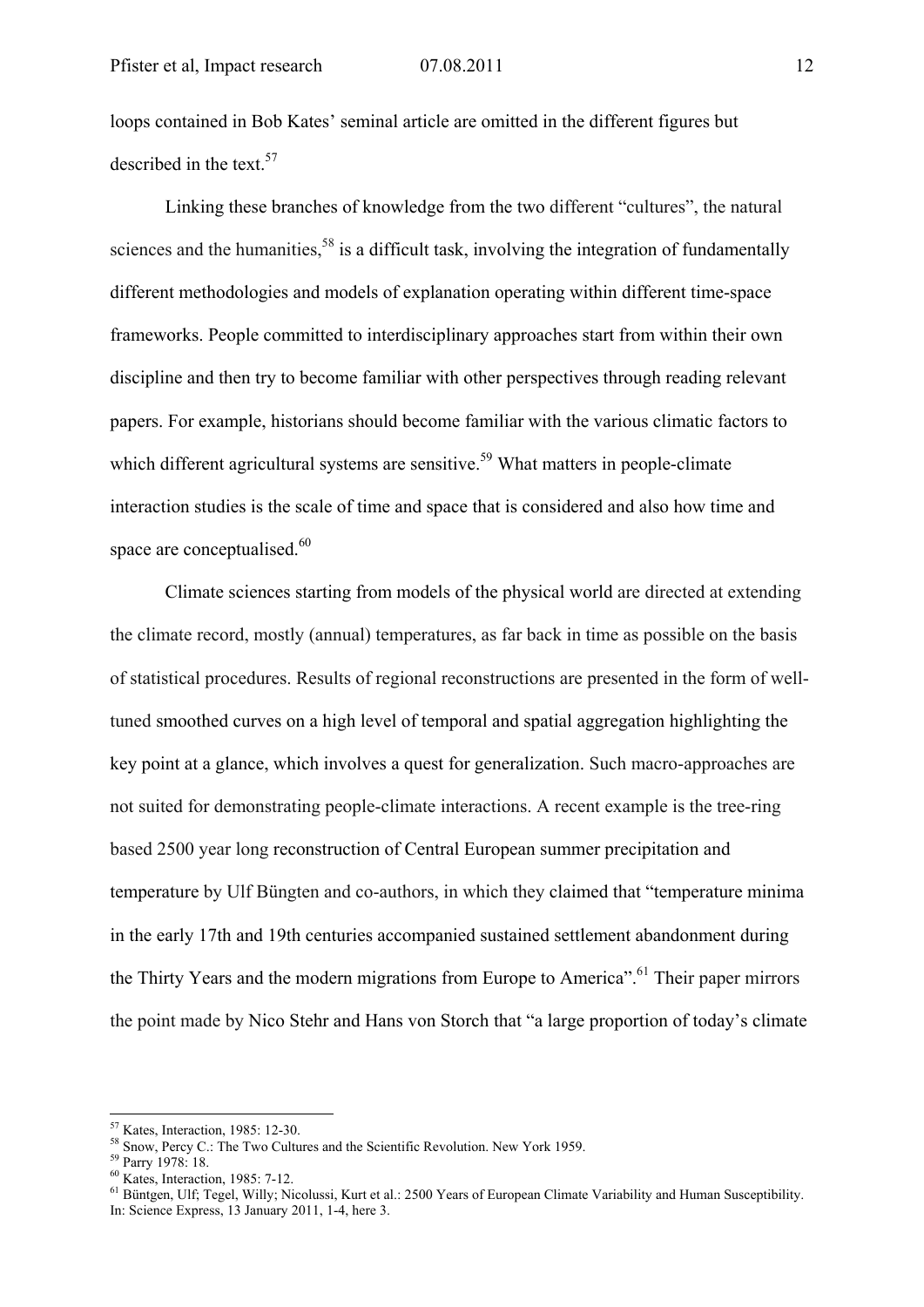loops contained in Bob Kates' seminal article are omitted in the different figures but described in the text.[57]

Linking these branches of knowledge from the two different "cultures", the natural sciences and the humanities,[58] is a difficult task, involving the integration of fundamentally different methodologies and models of explanation operating within different time-space frameworks. People committed to interdisciplinary approaches start from within their own discipline and then try to become familiar with other perspectives through reading relevant papers. For example, historians should become familiar with the various climatic factors to which different agricultural systems are sensitive.[59] What matters in people-climate interaction studies is the scale of time and space that is considered and also how time and space are conceptualised.[60]

Climate sciences starting from models of the physical world are directed at extending the climate record, mostly (annual) temperatures, as far back in time as possible on the basis of statistical procedures. Results of regional reconstructions are presented in the form of well-tuned smoothed curves on a high level of temporal and spatial aggregation highlighting the key point at a glance, which involves a quest for generalization. Such macro-approaches are not suited for demonstrating people-climate interactions. A recent example is the tree-ring based 2500 year long reconstruction of Central European summer precipitation and temperature by Ulf Büngten and co-authors, in which they claimed that "temperature minima in the early 17th and 19th centuries accompanied sustained settlement abandonment during the Thirty Years and the modern migrations from Europe to America".[61] Their paper mirrors the point made by Nico Stehr and Hans von Storch that "a large proportion of today's climate

---

[57] Kates, Interaction, 1985: 12-30.

[58] Snow, Percy C.: The Two Cultures and the Scientific Revolution. New York 1959.

[59] Parry 1978: 18.

[60] Kates, Interaction, 1985: 7-12.

[61] Büntgen, Ulf; Tegel, Willy; Nicolussi, Kurt et al.: 2500 Years of European Climate Variability and Human Susceptibility. In: Science Express, 13 January 2011, 1-4, here 3.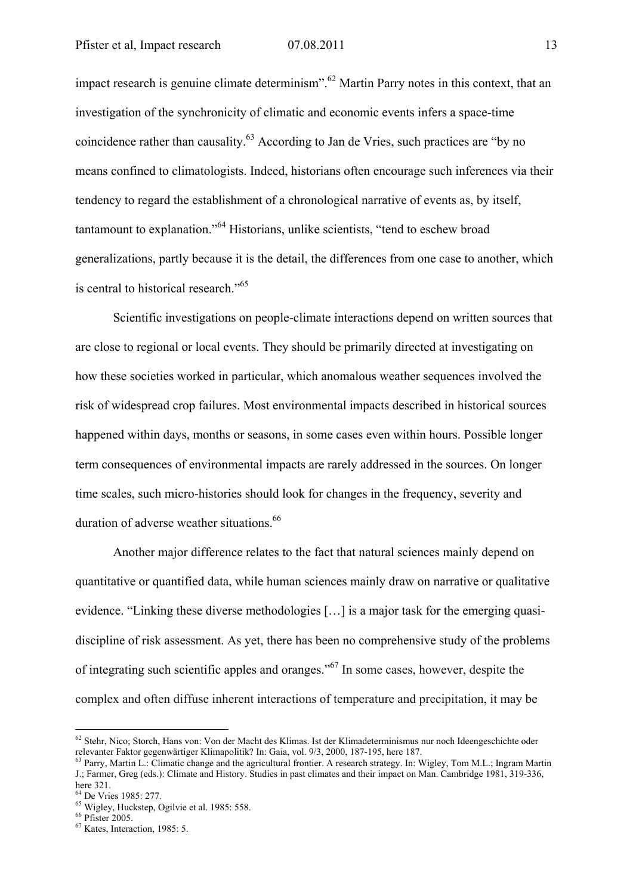impact research is genuine climate determinism".[62] Martin Parry notes in this context, that an investigation of the synchronicity of climatic and economic events infers a space-time coincidence rather than causality.[63] According to Jan de Vries, such practices are "by no means confined to climatologists. Indeed, historians often encourage such inferences via their tendency to regard the establishment of a chronological narrative of events as, by itself, tantamount to explanation."[64] Historians, unlike scientists, "tend to eschew broad generalizations, partly because it is the detail, the differences from one case to another, which is central to historical research."[65]

Scientific investigations on people-climate interactions depend on written sources that are close to regional or local events. They should be primarily directed at investigating on how these societies worked in particular, which anomalous weather sequences involved the risk of widespread crop failures. Most environmental impacts described in historical sources happened within days, months or seasons, in some cases even within hours. Possible longer term consequences of environmental impacts are rarely addressed in the sources. On longer time scales, such micro-histories should look for changes in the frequency, severity and duration of adverse weather situations.[66]

Another major difference relates to the fact that natural sciences mainly depend on quantitative or quantified data, while human sciences mainly draw on narrative or qualitative evidence. "Linking these diverse methodologies […] is a major task for the emerging quasi-discipline of risk assessment. As yet, there has been no comprehensive study of the problems of integrating such scientific apples and oranges."[67] In some cases, however, despite the complex and often diffuse inherent interactions of temperature and precipitation, it may be

---

[62] Stehr, Nico; Storch, Hans von: Von der Macht des Klimas. Ist der Klimadeterminismus nur noch Ideengeschichte oder relevanter Faktor gegenwärtiger Klimapolitik? In: Gaia, vol. 9/3, 2000, 187-195, here 187.

[63] Parry, Martin L.: Climatic change and the agricultural frontier. A research strategy. In: Wigley, Tom M.L.; Ingram Martin J.; Farmer, Greg (eds.): Climate and History. Studies in past climates and their impact on Man. Cambridge 1981, 319-336, here 321.

[64] De Vries 1985: 277.

[65] Wigley, Huckstep, Ogilvie et al. 1985: 558.

[66] Pfister 2005.

[67] Kates, Interaction, 1985: 5.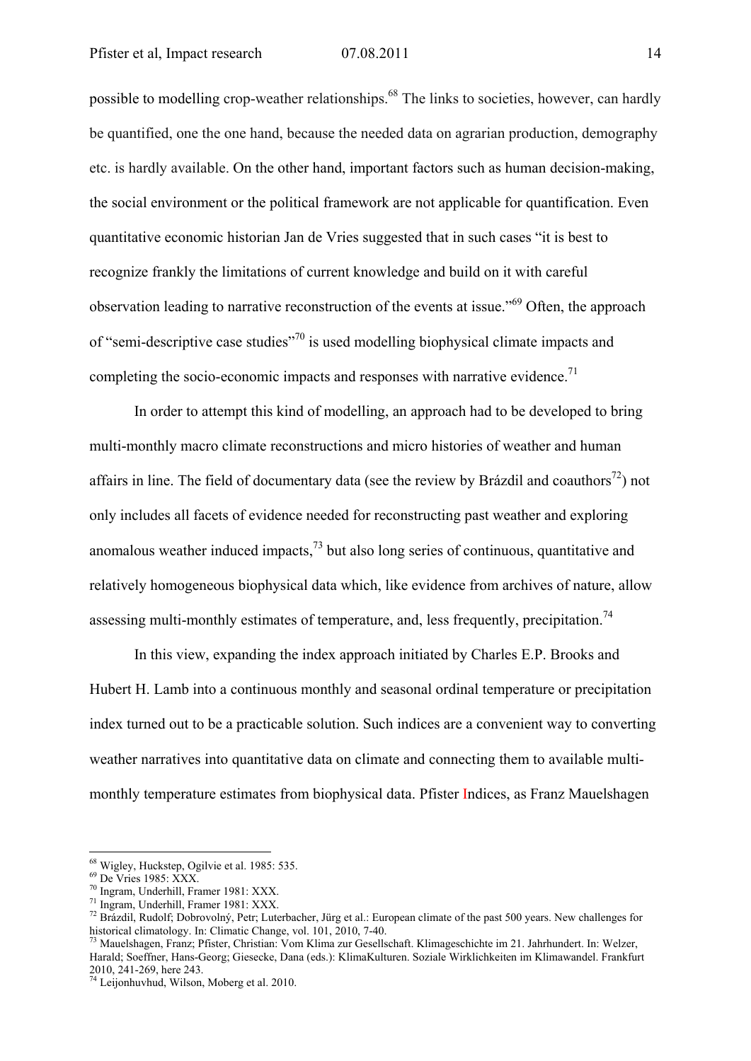possible to modelling crop-weather relationships.[68] The links to societies, however, can hardly be quantified, one the one hand, because the needed data on agrarian production, demography etc. is hardly available. On the other hand, important factors such as human decision-making, the social environment or the political framework are not applicable for quantification. Even quantitative economic historian Jan de Vries suggested that in such cases "it is best to recognize frankly the limitations of current knowledge and build on it with careful observation leading to narrative reconstruction of the events at issue."[69] Often, the approach of "semi-descriptive case studies"[70] is used modelling biophysical climate impacts and completing the socio-economic impacts and responses with narrative evidence.[71]

In order to attempt this kind of modelling, an approach had to be developed to bring multi-monthly macro climate reconstructions and micro histories of weather and human affairs in line. The field of documentary data (see the review by Brázdil and coauthors[72]) not only includes all facets of evidence needed for reconstructing past weather and exploring anomalous weather induced impacts,[73] but also long series of continuous, quantitative and relatively homogeneous biophysical data which, like evidence from archives of nature, allow assessing multi-monthly estimates of temperature, and, less frequently, precipitation.[74]

In this view, expanding the index approach initiated by Charles E.P. Brooks and Hubert H. Lamb into a continuous monthly and seasonal ordinal temperature or precipitation index turned out to be a practicable solution. Such indices are a convenient way to converting weather narratives into quantitative data on climate and connecting them to available multi-monthly temperature estimates from biophysical data. Pfister Indices, as Franz Mauelshagen

---

[68] Wigley, Huckstep, Ogilvie et al. 1985: 535.

[69] De Vries 1985: XXX.

[70] Ingram, Underhill, Framer 1981: XXX.

[71] Ingram, Underhill, Framer 1981: XXX.

[72] Brázdil, Rudolf; Dobrovolný, Petr; Luterbacher, Jürg et al.: European climate of the past 500 years. New challenges for historical climatology. In: Climatic Change, vol. 101, 2010, 7-40.

[73] Mauelshagen, Franz; Pfister, Christian: Vom Klima zur Gesellschaft. Klimageschichte im 21. Jahrhundert. In: Welzer, Harald; Soeffner, Hans-Georg; Giesecke, Dana (eds.): KlimaKulturen. Soziale Wirklichkeiten im Klimawandel. Frankfurt 2010, 241-269, here 243.

[74] Leijonhuvhud, Wilson, Moberg et al. 2010.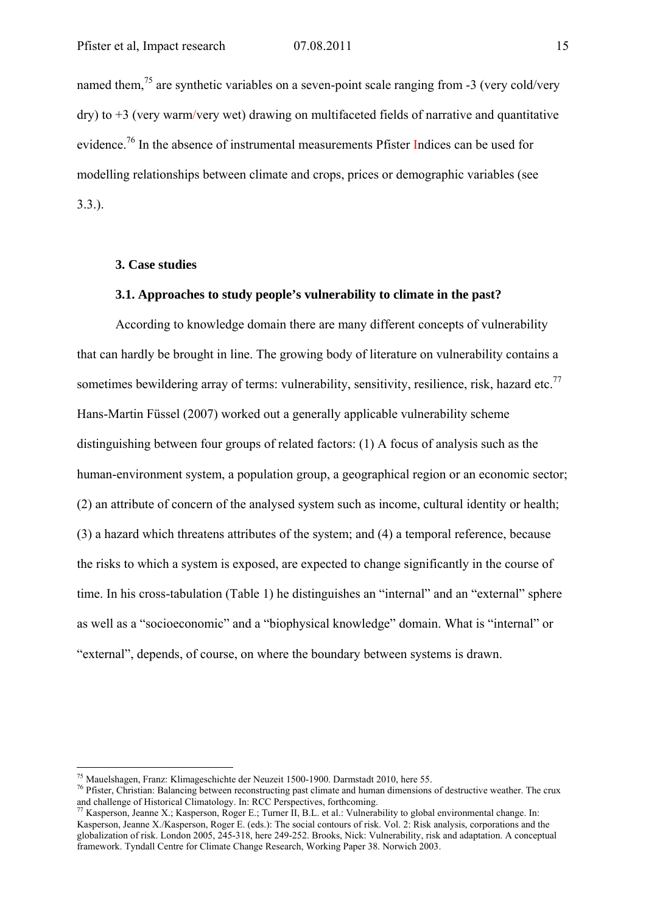named them,[75] are synthetic variables on a seven-point scale ranging from -3 (very cold/very dry) to +3 (very warm/very wet) drawing on multifaceted fields of narrative and quantitative evidence.[76] In the absence of instrumental measurements Pfister Indices can be used for modelling relationships between climate and crops, prices or demographic variables (see 3.3.).

## 3. Case studies

### 3.1. Approaches to study people's vulnerability to climate in the past?

According to knowledge domain there are many different concepts of vulnerability that can hardly be brought in line. The growing body of literature on vulnerability contains a sometimes bewildering array of terms: vulnerability, sensitivity, resilience, risk, hazard etc.[77] Hans-Martin Füssel (2007) worked out a generally applicable vulnerability scheme distinguishing between four groups of related factors: (1) A focus of analysis such as the human-environment system, a population group, a geographical region or an economic sector; (2) an attribute of concern of the analysed system such as income, cultural identity or health; (3) a hazard which threatens attributes of the system; and (4) a temporal reference, because the risks to which a system is exposed, are expected to change significantly in the course of time. In his cross-tabulation (Table 1) he distinguishes an "internal" and an "external" sphere as well as a "socioeconomic" and a "biophysical knowledge" domain. What is "internal" or "external", depends, of course, on where the boundary between systems is drawn.

---

[75] Mauelshagen, Franz: Klimageschichte der Neuzeit 1500-1900. Darmstadt 2010, here 55.

[76] Pfister, Christian: Balancing between reconstructing past climate and human dimensions of destructive weather. The crux and challenge of Historical Climatology. In: RCC Perspectives, forthcoming.

[77] Kasperson, Jeanne X.; Kasperson, Roger E.; Turner II, B.L. et al.: Vulnerability to global environmental change. In: Kasperson, Jeanne X./Kasperson, Roger E. (eds.): The social contours of risk. Vol. 2: Risk analysis, corporations and the globalization of risk. London 2005, 245-318, here 249-252. Brooks, Nick: Vulnerability, risk and adaptation. A conceptual framework. Tyndall Centre for Climate Change Research, Working Paper 38. Norwich 2003.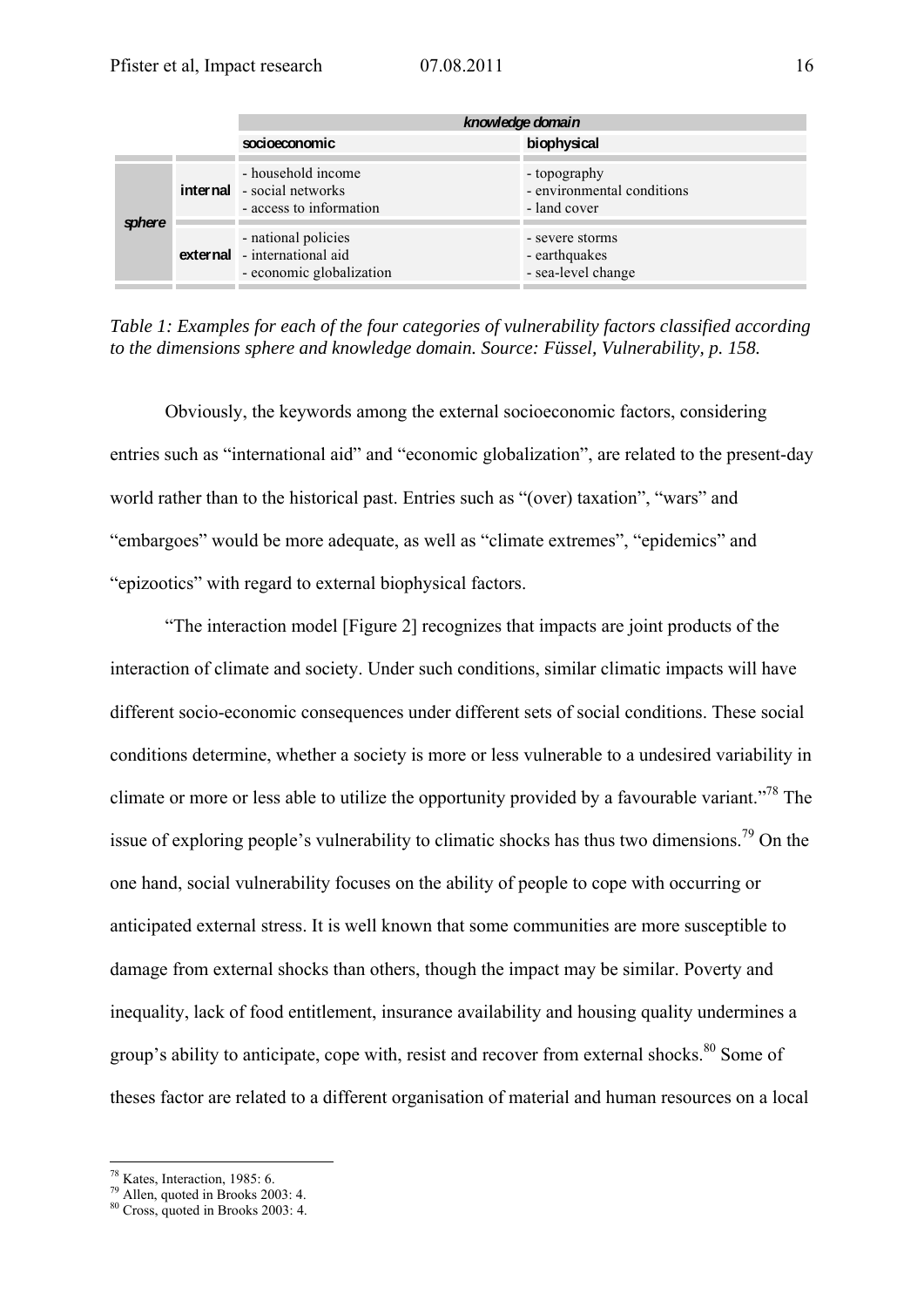| | | *knowledge domain* | |
|---|---|---|---|
| | | **socioeconomic** | **biophysical** |
| *sphere* | **internal** | - household income<br>- social networks<br>- access to information | - topography<br>- environmental conditions<br>- land cover |
| | **external** | - national policies<br>- international aid<br>- economic globalization | - severe storms<br>- earthquakes<br>- sea-level change |

*Table 1: Examples for each of the four categories of vulnerability factors classified according to the dimensions sphere and knowledge domain. Source: Füssel, Vulnerability, p. 158.*

Obviously, the keywords among the external socioeconomic factors, considering entries such as "international aid" and "economic globalization", are related to the present-day world rather than to the historical past. Entries such as "(over) taxation", "wars" and "embargoes" would be more adequate, as well as "climate extremes", "epidemics" and "epizootics" with regard to external biophysical factors.

"The interaction model [Figure 2] recognizes that impacts are joint products of the interaction of climate and society. Under such conditions, similar climatic impacts will have different socio-economic consequences under different sets of social conditions. These social conditions determine, whether a society is more or less vulnerable to a undesired variability in climate or more or less able to utilize the opportunity provided by a favourable variant."[78] The issue of exploring people's vulnerability to climatic shocks has thus two dimensions.[79] On the one hand, social vulnerability focuses on the ability of people to cope with occurring or anticipated external stress. It is well known that some communities are more susceptible to damage from external shocks than others, though the impact may be similar. Poverty and inequality, lack of food entitlement, insurance availability and housing quality undermines a group's ability to anticipate, cope with, resist and recover from external shocks.[80] Some of theses factor are related to a different organisation of material and human resources on a local

[78] Kates, Interaction, 1985: 6.
[79] Allen, quoted in Brooks 2003: 4.
[80] Cross, quoted in Brooks 2003: 4.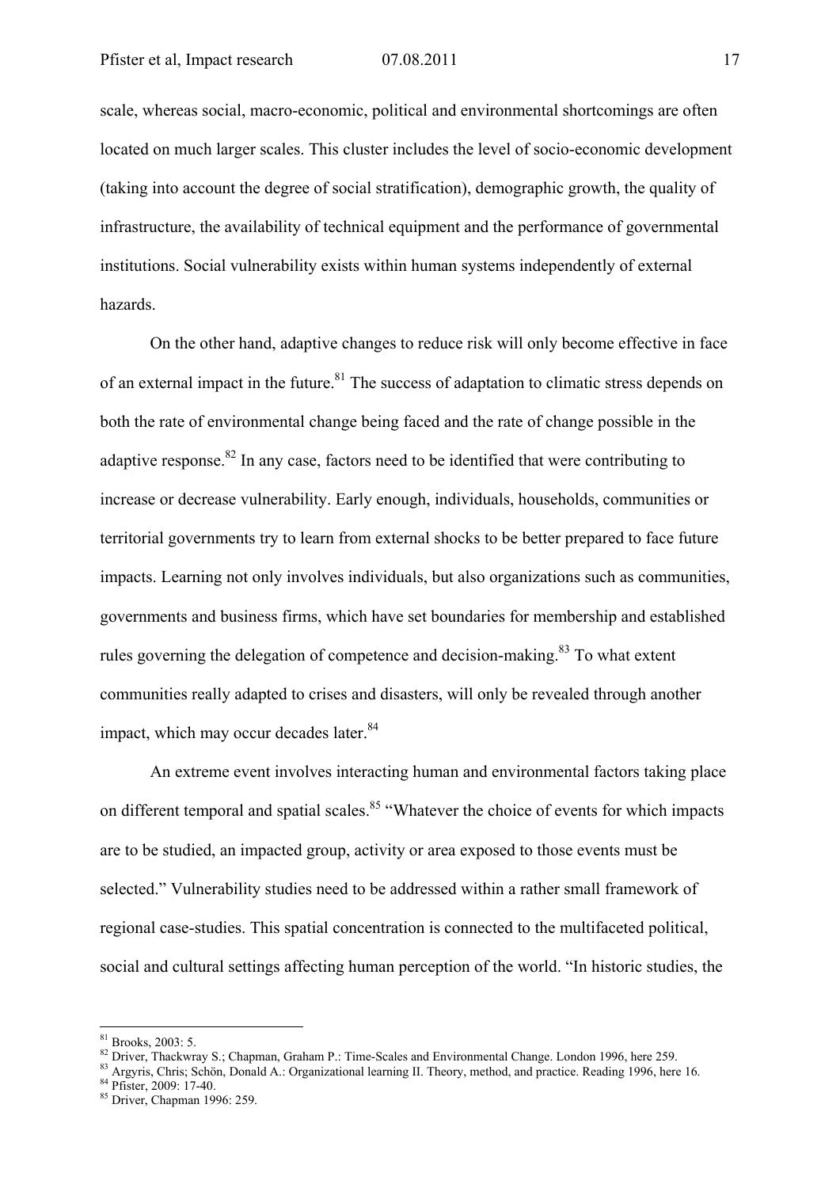scale, whereas social, macro-economic, political and environmental shortcomings are often located on much larger scales. This cluster includes the level of socio-economic development (taking into account the degree of social stratification), demographic growth, the quality of infrastructure, the availability of technical equipment and the performance of governmental institutions. Social vulnerability exists within human systems independently of external hazards.

On the other hand, adaptive changes to reduce risk will only become effective in face of an external impact in the future.[81] The success of adaptation to climatic stress depends on both the rate of environmental change being faced and the rate of change possible in the adaptive response.[82] In any case, factors need to be identified that were contributing to increase or decrease vulnerability. Early enough, individuals, households, communities or territorial governments try to learn from external shocks to be better prepared to face future impacts. Learning not only involves individuals, but also organizations such as communities, governments and business firms, which have set boundaries for membership and established rules governing the delegation of competence and decision-making.[83] To what extent communities really adapted to crises and disasters, will only be revealed through another impact, which may occur decades later.[84]

An extreme event involves interacting human and environmental factors taking place on different temporal and spatial scales.[85] "Whatever the choice of events for which impacts are to be studied, an impacted group, activity or area exposed to those events must be selected." Vulnerability studies need to be addressed within a rather small framework of regional case-studies. This spatial concentration is connected to the multifaceted political, social and cultural settings affecting human perception of the world. "In historic studies, the

[81] Brooks, 2003: 5.

[82] Driver, Thackwray S.; Chapman, Graham P.: Time-Scales and Environmental Change. London 1996, here 259.

[83] Argyris, Chris; Schön, Donald A.: Organizational learning II. Theory, method, and practice. Reading 1996, here 16.

[84] Pfister, 2009: 17-40.

[85] Driver, Chapman 1996: 259.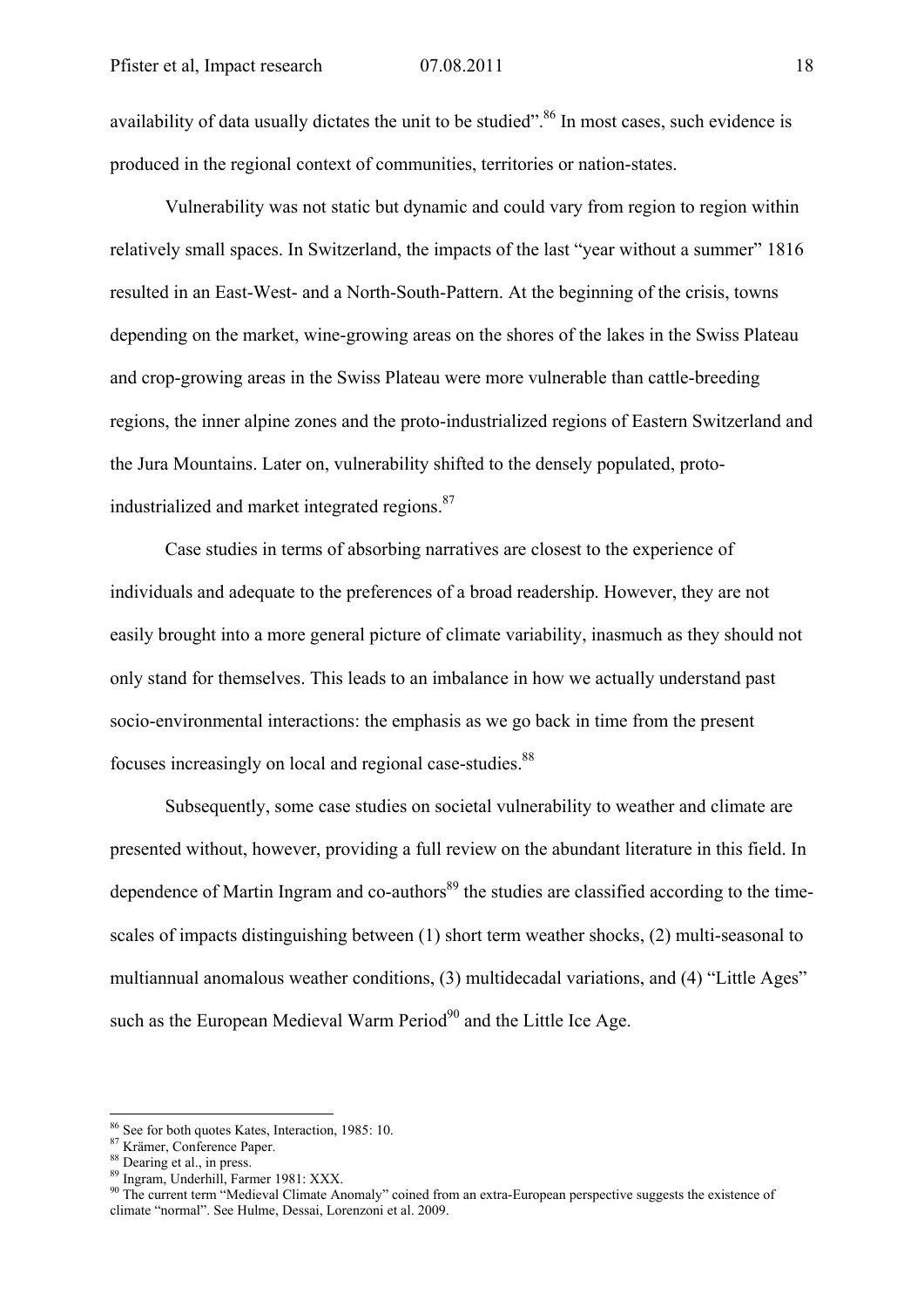availability of data usually dictates the unit to be studied".[86] In most cases, such evidence is produced in the regional context of communities, territories or nation-states.

Vulnerability was not static but dynamic and could vary from region to region within relatively small spaces. In Switzerland, the impacts of the last "year without a summer" 1816 resulted in an East-West- and a North-South-Pattern. At the beginning of the crisis, towns depending on the market, wine-growing areas on the shores of the lakes in the Swiss Plateau and crop-growing areas in the Swiss Plateau were more vulnerable than cattle-breeding regions, the inner alpine zones and the proto-industrialized regions of Eastern Switzerland and the Jura Mountains. Later on, vulnerability shifted to the densely populated, proto-industrialized and market integrated regions.[87]

Case studies in terms of absorbing narratives are closest to the experience of individuals and adequate to the preferences of a broad readership. However, they are not easily brought into a more general picture of climate variability, inasmuch as they should not only stand for themselves. This leads to an imbalance in how we actually understand past socio-environmental interactions: the emphasis as we go back in time from the present focuses increasingly on local and regional case-studies.[88]

Subsequently, some case studies on societal vulnerability to weather and climate are presented without, however, providing a full review on the abundant literature in this field. In dependence of Martin Ingram and co-authors[89] the studies are classified according to the time-scales of impacts distinguishing between (1) short term weather shocks, (2) multi-seasonal to multiannual anomalous weather conditions, (3) multidecadal variations, and (4) "Little Ages" such as the European Medieval Warm Period[90] and the Little Ice Age.

---

[86] See for both quotes Kates, Interaction, 1985: 10.

[87] Krämer, Conference Paper.

[88] Dearing et al., in press.

[89] Ingram, Underhill, Farmer 1981: XXX.

[90] The current term "Medieval Climate Anomaly" coined from an extra-European perspective suggests the existence of climate "normal". See Hulme, Dessai, Lorenzoni et al. 2009.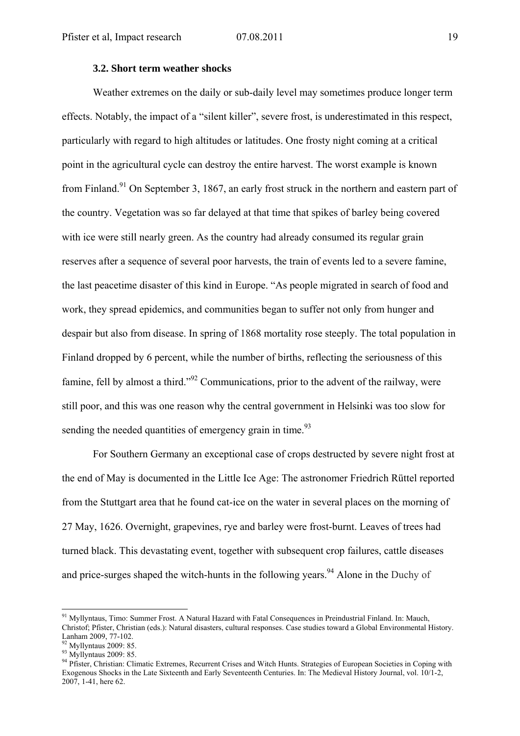### 3.2. Short term weather shocks

Weather extremes on the daily or sub-daily level may sometimes produce longer term effects. Notably, the impact of a "silent killer", severe frost, is underestimated in this respect, particularly with regard to high altitudes or latitudes. One frosty night coming at a critical point in the agricultural cycle can destroy the entire harvest. The worst example is known from Finland.[91] On September 3, 1867, an early frost struck in the northern and eastern part of the country. Vegetation was so far delayed at that time that spikes of barley being covered with ice were still nearly green. As the country had already consumed its regular grain reserves after a sequence of several poor harvests, the train of events led to a severe famine, the last peacetime disaster of this kind in Europe. "As people migrated in search of food and work, they spread epidemics, and communities began to suffer not only from hunger and despair but also from disease. In spring of 1868 mortality rose steeply. The total population in Finland dropped by 6 percent, while the number of births, reflecting the seriousness of this famine, fell by almost a third."[92] Communications, prior to the advent of the railway, were still poor, and this was one reason why the central government in Helsinki was too slow for sending the needed quantities of emergency grain in time.[93]

For Southern Germany an exceptional case of crops destructed by severe night frost at the end of May is documented in the Little Ice Age: The astronomer Friedrich Rüttel reported from the Stuttgart area that he found cat-ice on the water in several places on the morning of 27 May, 1626. Overnight, grapevines, rye and barley were frost-burnt. Leaves of trees had turned black. This devastating event, together with subsequent crop failures, cattle diseases and price-surges shaped the witch-hunts in the following years.[94] Alone in the Duchy of

---

[91] Myllyntaus, Timo: Summer Frost. A Natural Hazard with Fatal Consequences in Preindustrial Finland. In: Mauch, Christof; Pfister, Christian (eds.): Natural disasters, cultural responses. Case studies toward a Global Environmental History. Lanham 2009, 77-102.

[92] Myllyntaus 2009: 85.

[93] Myllyntaus 2009: 85.

[94] Pfister, Christian: Climatic Extremes, Recurrent Crises and Witch Hunts. Strategies of European Societies in Coping with Exogenous Shocks in the Late Sixteenth and Early Seventeenth Centuries. In: The Medieval History Journal, vol. 10/1-2, 2007, 1-41, here 62.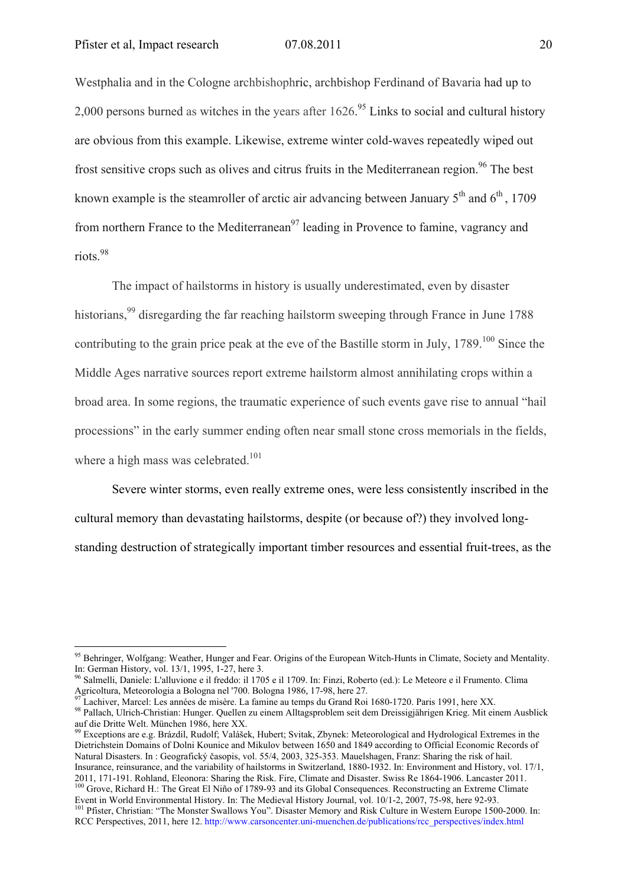Westphalia and in the Cologne archbishophric, archbishop Ferdinand of Bavaria had up to 2,000 persons burned as witches in the years after 1626.[95] Links to social and cultural history are obvious from this example. Likewise, extreme winter cold-waves repeatedly wiped out frost sensitive crops such as olives and citrus fruits in the Mediterranean region.[96] The best known example is the steamroller of arctic air advancing between January 5th and 6th , 1709 from northern France to the Mediterranean[97] leading in Provence to famine, vagrancy and riots.[98]

The impact of hailstorms in history is usually underestimated, even by disaster historians,[99] disregarding the far reaching hailstorm sweeping through France in June 1788 contributing to the grain price peak at the eve of the Bastille storm in July, 1789.[100] Since the Middle Ages narrative sources report extreme hailstorm almost annihilating crops within a broad area. In some regions, the traumatic experience of such events gave rise to annual "hail processions" in the early summer ending often near small stone cross memorials in the fields, where a high mass was celebrated.[101]

Severe winter storms, even really extreme ones, were less consistently inscribed in the cultural memory than devastating hailstorms, despite (or because of?) they involved long-standing destruction of strategically important timber resources and essential fruit-trees, as the

---

[95] Behringer, Wolfgang: Weather, Hunger and Fear. Origins of the European Witch-Hunts in Climate, Society and Mentality. In: German History, vol. 13/1, 1995, 1-27, here 3.

[96] Salmelli, Daniele: L'alluvione e il freddo: il 1705 e il 1709. In: Finzi, Roberto (ed.): Le Meteore e il Frumento. Clima Agricoltura, Meteorologia a Bologna nel '700. Bologna 1986, 17-98, here 27.

[97] Lachiver, Marcel: Les années de misère. La famine au temps du Grand Roi 1680-1720. Paris 1991, here XX.

[98] Pallach, Ulrich-Christian: Hunger. Quellen zu einem Alltagsproblem seit dem Dreissigjährigen Krieg. Mit einem Ausblick auf die Dritte Welt. München 1986, here XX.

[99] Exceptions are e.g. Brázdil, Rudolf; Valášek, Hubert; Svitak, Zbynek: Meteorological and Hydrological Extremes in the Dietrichstein Domains of Dolni Kounice and Mikulov between 1650 and 1849 according to Official Economic Records of Natural Disasters. In : Geografický časopis, vol. 55/4, 2003, 325-353. Mauelshagen, Franz: Sharing the risk of hail. Insurance, reinsurance, and the variability of hailstorms in Switzerland, 1880-1932. In: Environment and History, vol. 17/1, 2011, 171-191. Rohland, Eleonora: Sharing the Risk. Fire, Climate and Disaster. Swiss Re 1864-1906. Lancaster 2011.

[100] Grove, Richard H.: The Great El Niño of 1789-93 and its Global Consequences. Reconstructing an Extreme Climate Event in World Environmental History. In: The Medieval History Journal, vol. 10/1-2, 2007, 75-98, here 92-93.

[101] Pfister, Christian: "The Monster Swallows You". Disaster Memory and Risk Culture in Western Europe 1500-2000. In: RCC Perspectives, 2011, here 12. http://www.carsoncenter.uni-muenchen.de/publications/rcc_perspectives/index.html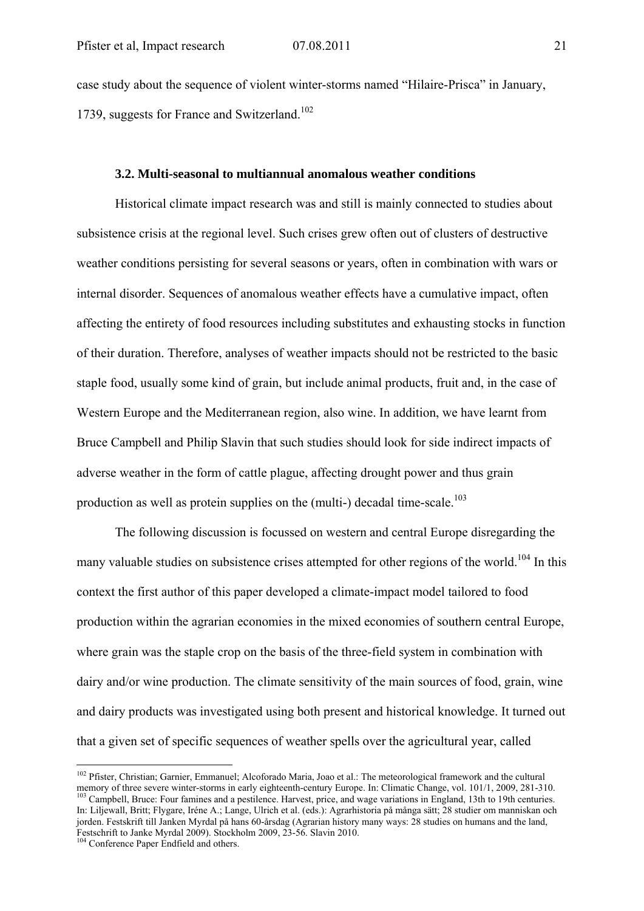case study about the sequence of violent winter-storms named "Hilaire-Prisca" in January, 1739, suggests for France and Switzerland.[102]

### 3.2. Multi-seasonal to multiannual anomalous weather conditions

Historical climate impact research was and still is mainly connected to studies about subsistence crisis at the regional level. Such crises grew often out of clusters of destructive weather conditions persisting for several seasons or years, often in combination with wars or internal disorder. Sequences of anomalous weather effects have a cumulative impact, often affecting the entirety of food resources including substitutes and exhausting stocks in function of their duration. Therefore, analyses of weather impacts should not be restricted to the basic staple food, usually some kind of grain, but include animal products, fruit and, in the case of Western Europe and the Mediterranean region, also wine. In addition, we have learnt from Bruce Campbell and Philip Slavin that such studies should look for side indirect impacts of adverse weather in the form of cattle plague, affecting drought power and thus grain production as well as protein supplies on the (multi-) decadal time-scale.[103]

The following discussion is focussed on western and central Europe disregarding the many valuable studies on subsistence crises attempted for other regions of the world.[104] In this context the first author of this paper developed a climate-impact model tailored to food production within the agrarian economies in the mixed economies of southern central Europe, where grain was the staple crop on the basis of the three-field system in combination with dairy and/or wine production. The climate sensitivity of the main sources of food, grain, wine and dairy products was investigated using both present and historical knowledge. It turned out that a given set of specific sequences of weather spells over the agricultural year, called

---

[102] Pfister, Christian; Garnier, Emmanuel; Alcoforado Maria, Joao et al.: The meteorological framework and the cultural memory of three severe winter-storms in early eighteenth-century Europe. In: Climatic Change, vol. 101/1, 2009, 281-310.

[103] Campbell, Bruce: Four famines and a pestilence. Harvest, price, and wage variations in England, 13th to 19th centuries. In: Liljewall, Britt; Flygare, Iréne A.; Lange, Ulrich et al. (eds.): Agrarhistoria på många sätt; 28 studier om manniskan och jorden. Festskrift till Janken Myrdal på hans 60-årsdag (Agrarian history many ways: 28 studies on humans and the land, Festschrift to Janke Myrdal 2009). Stockholm 2009, 23-56. Slavin 2010.

[104] Conference Paper Endfield and others.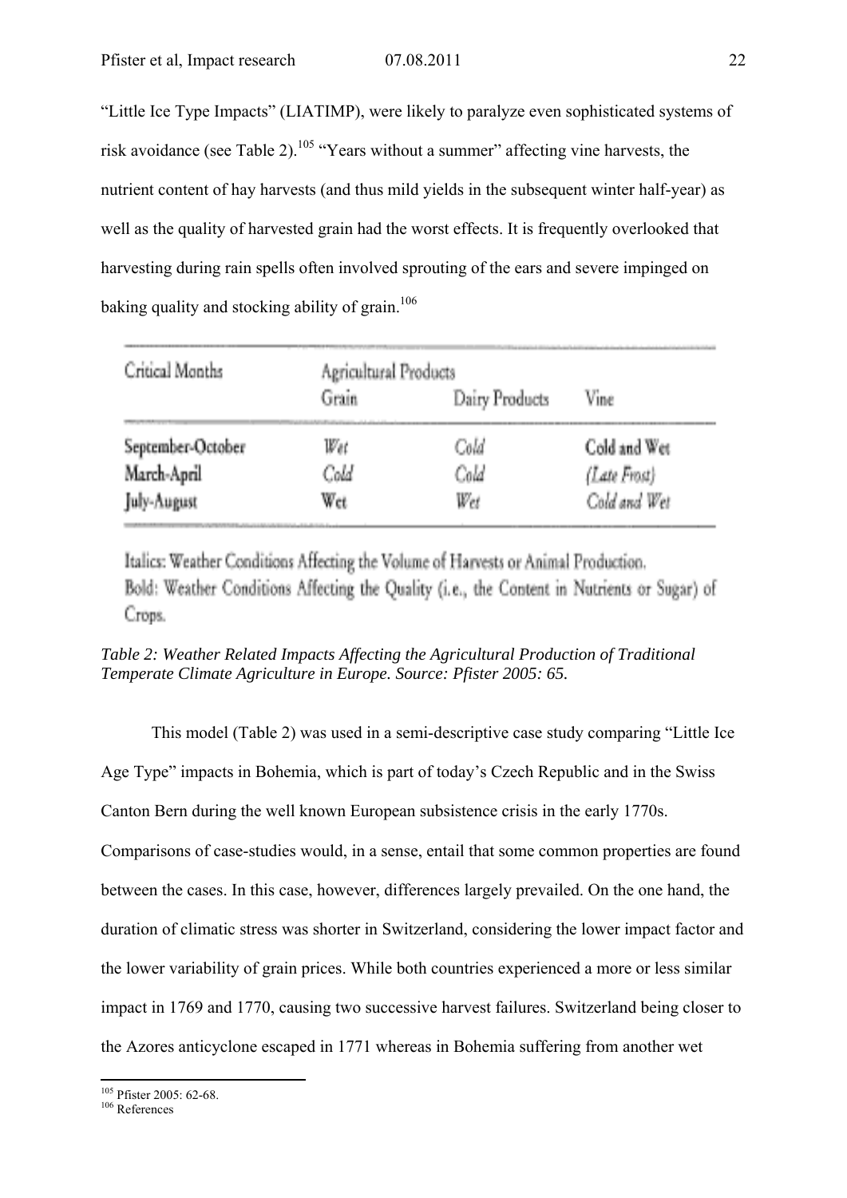"Little Ice Type Impacts" (LIATIMP), were likely to paralyze even sophisticated systems of risk avoidance (see Table 2).[105] "Years without a summer" affecting vine harvests, the nutrient content of hay harvests (and thus mild yields in the subsequent winter half-year) as well as the quality of harvested grain had the worst effects. It is frequently overlooked that harvesting during rain spells often involved sprouting of the ears and severe impinged on baking quality and stocking ability of grain.[106]

| Critical Months | Agricultural Products | | |
|---|---|---|---|
| | Grain | Dairy Products | Vine |
| September-October | *Wet* | *Cold* | **Cold and Wet** |
| March-April | *Cold* | *Cold* | *(Late Frost)* |
| July-August | **Wet** | *Wet* | *Cold and Wet* |

Italics: Weather Conditions Affecting the Volume of Harvests or Animal Production.
Bold: Weather Conditions Affecting the Quality (i.e., the Content in Nutrients or Sugar) of Crops.

*Table 2: Weather Related Impacts Affecting the Agricultural Production of Traditional Temperate Climate Agriculture in Europe. Source: Pfister 2005: 65.*

This model (Table 2) was used in a semi-descriptive case study comparing "Little Ice Age Type" impacts in Bohemia, which is part of today's Czech Republic and in the Swiss Canton Bern during the well known European subsistence crisis in the early 1770s. Comparisons of case-studies would, in a sense, entail that some common properties are found between the cases. In this case, however, differences largely prevailed. On the one hand, the duration of climatic stress was shorter in Switzerland, considering the lower impact factor and the lower variability of grain prices. While both countries experienced a more or less similar impact in 1769 and 1770, causing two successive harvest failures. Switzerland being closer to the Azores anticyclone escaped in 1771 whereas in Bohemia suffering from another wet

[105] Pfister 2005: 62-68.
[106] References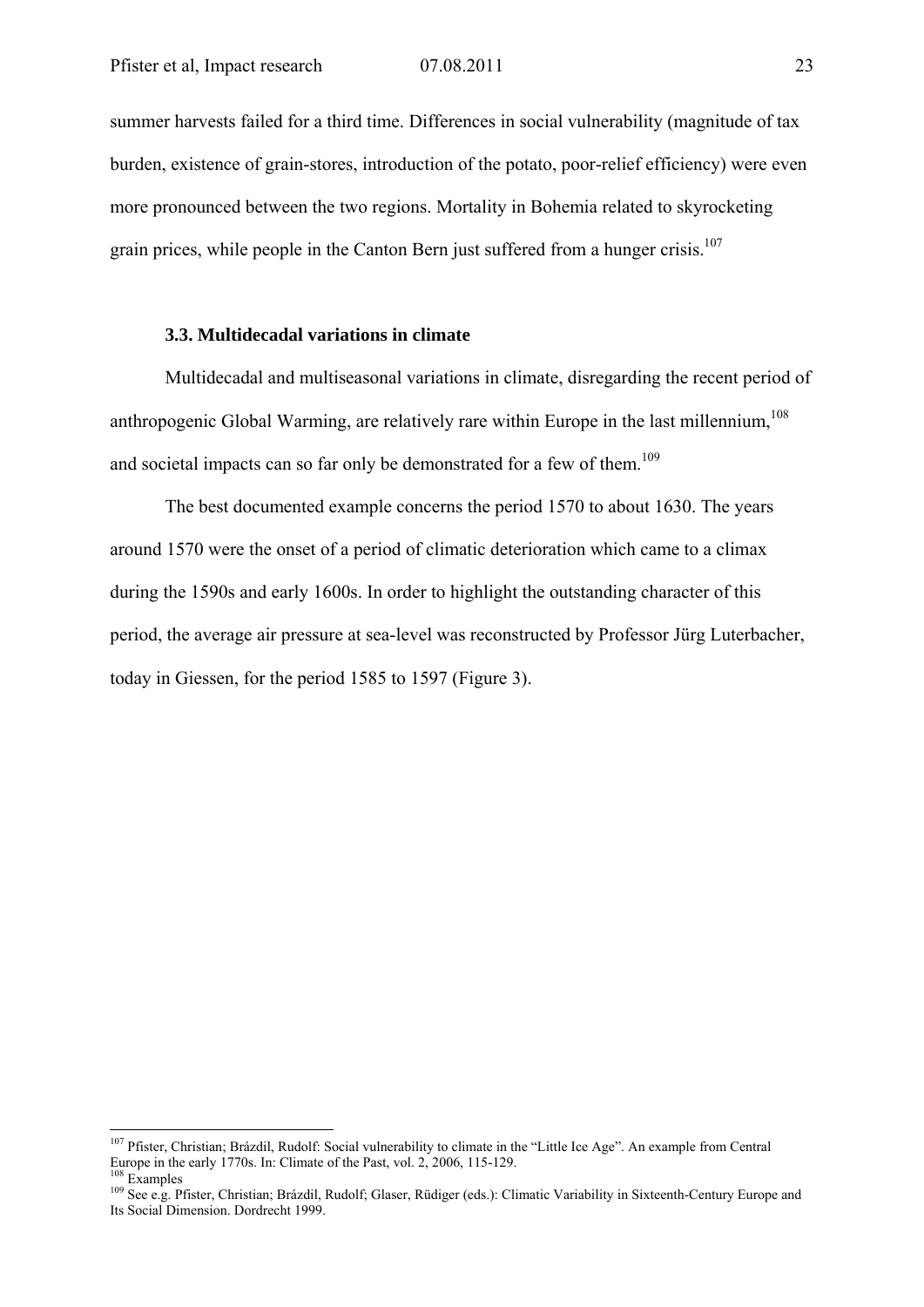summer harvests failed for a third time. Differences in social vulnerability (magnitude of tax burden, existence of grain-stores, introduction of the potato, poor-relief efficiency) were even more pronounced between the two regions. Mortality in Bohemia related to skyrocketing grain prices, while people in the Canton Bern just suffered from a hunger crisis.[107]

### 3.3. Multidecadal variations in climate

Multidecadal and multiseasonal variations in climate, disregarding the recent period of anthropogenic Global Warming, are relatively rare within Europe in the last millennium,[108] and societal impacts can so far only be demonstrated for a few of them.[109]

The best documented example concerns the period 1570 to about 1630. The years around 1570 were the onset of a period of climatic deterioration which came to a climax during the 1590s and early 1600s. In order to highlight the outstanding character of this period, the average air pressure at sea-level was reconstructed by Professor Jürg Luterbacher, today in Giessen, for the period 1585 to 1597 (Figure 3).

---

[107] Pfister, Christian; Brázdil, Rudolf: Social vulnerability to climate in the "Little Ice Age". An example from Central Europe in the early 1770s. In: Climate of the Past, vol. 2, 2006, 115-129.

[108] Examples

[109] See e.g. Pfister, Christian; Brázdil, Rudolf; Glaser, Rüdiger (eds.): Climatic Variability in Sixteenth-Century Europe and Its Social Dimension. Dordrecht 1999.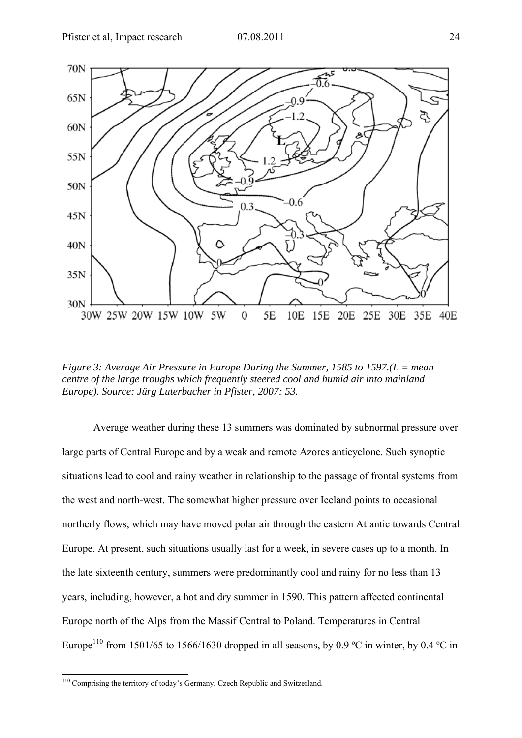*Figure 3: Average Air Pressure in Europe During the Summer, 1585 to 1597.(L = mean centre of the large troughs which frequently steered cool and humid air into mainland Europe). Source: Jürg Luterbacher in Pfister, 2007: 53.*

Average weather during these 13 summers was dominated by subnormal pressure over large parts of Central Europe and by a weak and remote Azores anticyclone. Such synoptic situations lead to cool and rainy weather in relationship to the passage of frontal systems from the west and north-west. The somewhat higher pressure over Iceland points to occasional northerly flows, which may have moved polar air through the eastern Atlantic towards Central Europe. At present, such situations usually last for a week, in severe cases up to a month. In the late sixteenth century, summers were predominantly cool and rainy for no less than 13 years, including, however, a hot and dry summer in 1590. This pattern affected continental Europe north of the Alps from the Massif Central to Poland. Temperatures in Central Europe[110] from 1501/65 to 1566/1630 dropped in all seasons, by 0.9 ºC in winter, by 0.4 ºC in

[110] Comprising the territory of today's Germany, Czech Republic and Switzerland.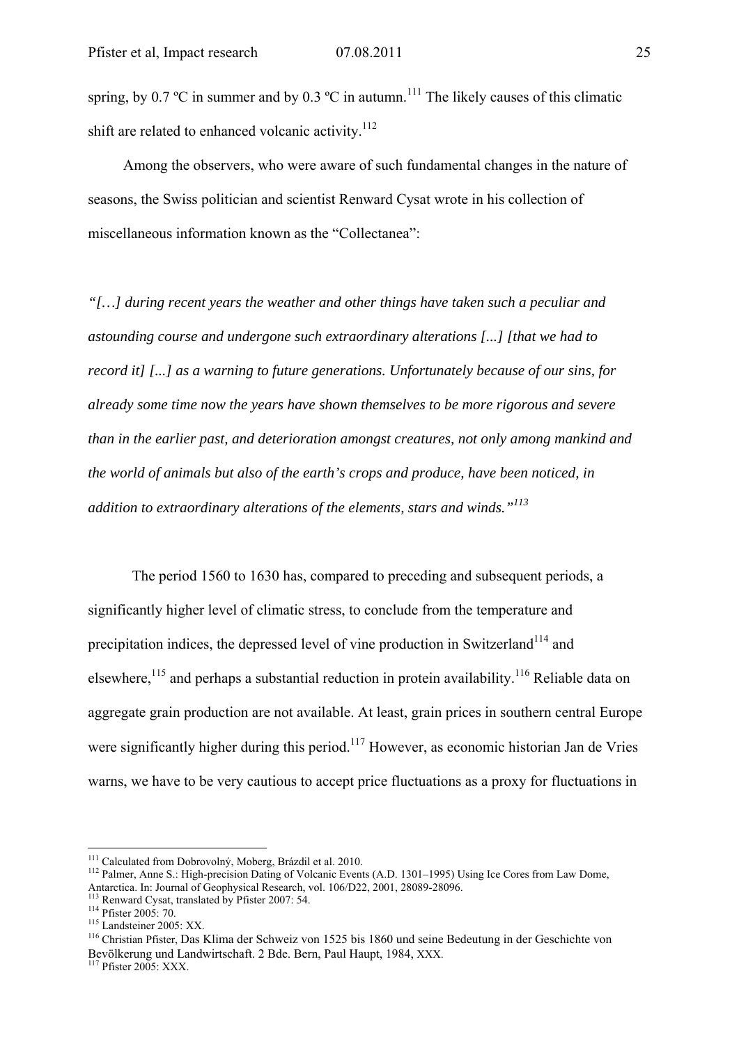spring, by 0.7 ºC in summer and by 0.3 ºC in autumn.[111] The likely causes of this climatic shift are related to enhanced volcanic activity.[112]

Among the observers, who were aware of such fundamental changes in the nature of seasons, the Swiss politician and scientist Renward Cysat wrote in his collection of miscellaneous information known as the "Collectanea":

*"[…] during recent years the weather and other things have taken such a peculiar and astounding course and undergone such extraordinary alterations [...] [that we had to record it] [...] as a warning to future generations. Unfortunately because of our sins, for already some time now the years have shown themselves to be more rigorous and severe than in the earlier past, and deterioration amongst creatures, not only among mankind and the world of animals but also of the earth's crops and produce, have been noticed, in addition to extraordinary alterations of the elements, stars and winds."*[113]

The period 1560 to 1630 has, compared to preceding and subsequent periods, a significantly higher level of climatic stress, to conclude from the temperature and precipitation indices, the depressed level of vine production in Switzerland[114] and elsewhere,[115] and perhaps a substantial reduction in protein availability.[116] Reliable data on aggregate grain production are not available. At least, grain prices in southern central Europe were significantly higher during this period.[117] However, as economic historian Jan de Vries warns, we have to be very cautious to accept price fluctuations as a proxy for fluctuations in

---

[111] Calculated from Dobrovolný, Moberg, Brázdil et al. 2010.

[112] Palmer, Anne S.: High-precision Dating of Volcanic Events (A.D. 1301–1995) Using Ice Cores from Law Dome, Antarctica. In: Journal of Geophysical Research, vol. 106/D22, 2001, 28089-28096.

[113] Renward Cysat, translated by Pfister 2007: 54.

[114] Pfister 2005: 70.

[115] Landsteiner 2005: XX.

[116] Christian Pfister, Das Klima der Schweiz von 1525 bis 1860 und seine Bedeutung in der Geschichte von Bevölkerung und Landwirtschaft. 2 Bde. Bern, Paul Haupt, 1984, XXX.

[117] Pfister 2005: XXX.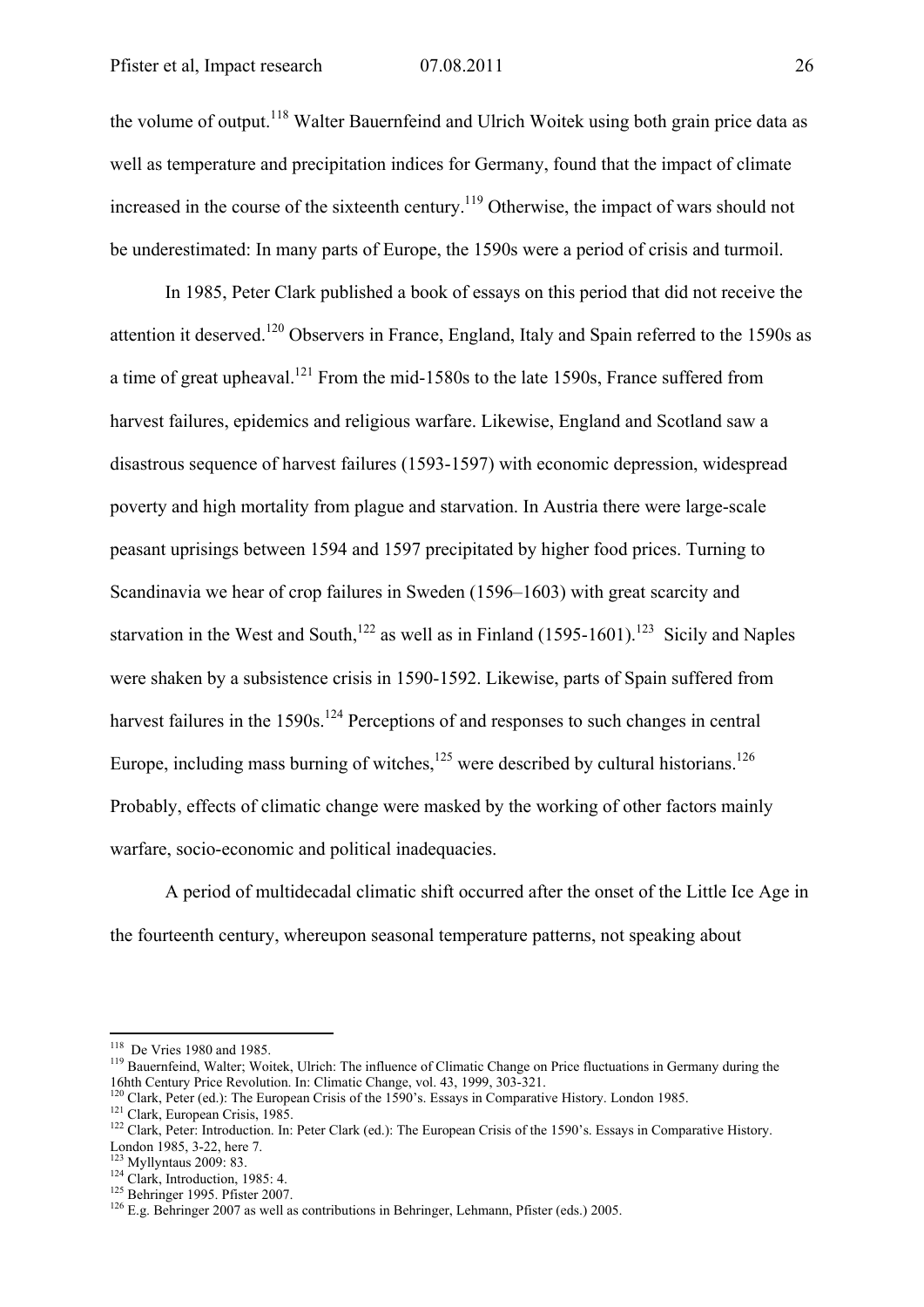the volume of output.[118] Walter Bauernfeind and Ulrich Woitek using both grain price data as well as temperature and precipitation indices for Germany, found that the impact of climate increased in the course of the sixteenth century.[119] Otherwise, the impact of wars should not be underestimated: In many parts of Europe, the 1590s were a period of crisis and turmoil.

In 1985, Peter Clark published a book of essays on this period that did not receive the attention it deserved.[120] Observers in France, England, Italy and Spain referred to the 1590s as a time of great upheaval.[121] From the mid-1580s to the late 1590s, France suffered from harvest failures, epidemics and religious warfare. Likewise, England and Scotland saw a disastrous sequence of harvest failures (1593-1597) with economic depression, widespread poverty and high mortality from plague and starvation. In Austria there were large-scale peasant uprisings between 1594 and 1597 precipitated by higher food prices. Turning to Scandinavia we hear of crop failures in Sweden (1596–1603) with great scarcity and starvation in the West and South,[122] as well as in Finland (1595-1601).[123] Sicily and Naples were shaken by a subsistence crisis in 1590-1592. Likewise, parts of Spain suffered from harvest failures in the 1590s.[124] Perceptions of and responses to such changes in central Europe, including mass burning of witches,[125] were described by cultural historians.[126] Probably, effects of climatic change were masked by the working of other factors mainly warfare, socio-economic and political inadequacies.

A period of multidecadal climatic shift occurred after the onset of the Little Ice Age in the fourteenth century, whereupon seasonal temperature patterns, not speaking about

---

[118] De Vries 1980 and 1985.

[119] Bauernfeind, Walter; Woitek, Ulrich: The influence of Climatic Change on Price fluctuations in Germany during the 16hth Century Price Revolution. In: Climatic Change, vol. 43, 1999, 303-321.

[120] Clark, Peter (ed.): The European Crisis of the 1590's. Essays in Comparative History. London 1985.

[121] Clark, European Crisis, 1985.

[122] Clark, Peter: Introduction. In: Peter Clark (ed.): The European Crisis of the 1590's. Essays in Comparative History. London 1985, 3-22, here 7.

[123] Myllyntaus 2009: 83.

[124] Clark, Introduction, 1985: 4.

[125] Behringer 1995. Pfister 2007.

[126] E.g. Behringer 2007 as well as contributions in Behringer, Lehmann, Pfister (eds.) 2005.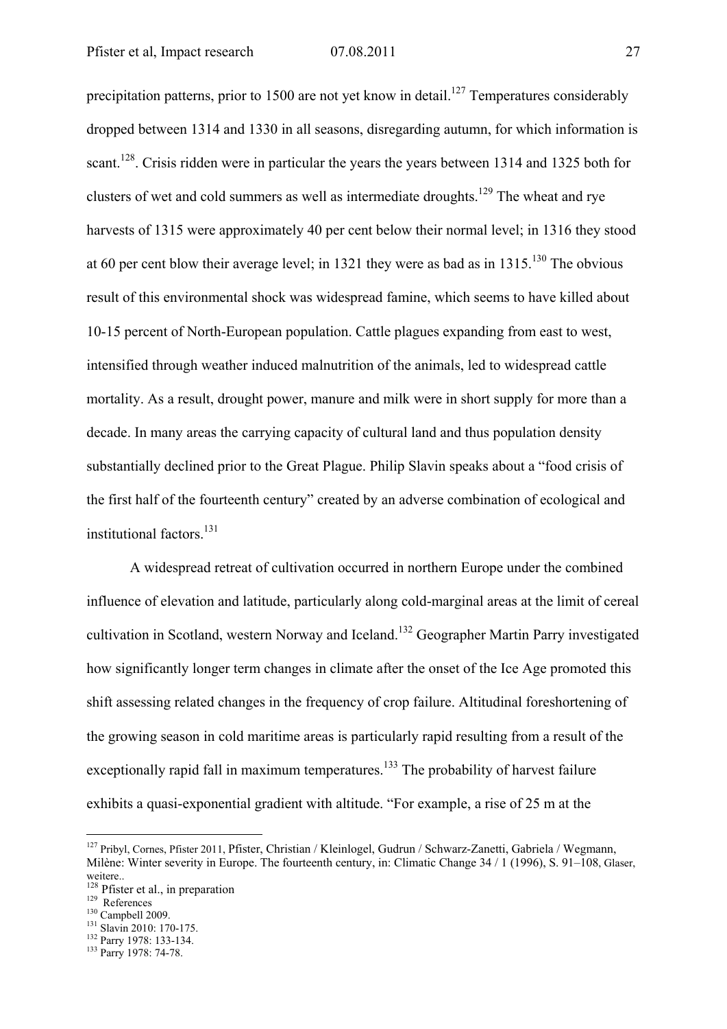precipitation patterns, prior to 1500 are not yet know in detail.[127] Temperatures considerably dropped between 1314 and 1330 in all seasons, disregarding autumn, for which information is scant.[128]. Crisis ridden were in particular the years the years between 1314 and 1325 both for clusters of wet and cold summers as well as intermediate droughts.[129] The wheat and rye harvests of 1315 were approximately 40 per cent below their normal level; in 1316 they stood at 60 per cent blow their average level; in 1321 they were as bad as in 1315.[130] The obvious result of this environmental shock was widespread famine, which seems to have killed about 10-15 percent of North-European population. Cattle plagues expanding from east to west, intensified through weather induced malnutrition of the animals, led to widespread cattle mortality. As a result, drought power, manure and milk were in short supply for more than a decade. In many areas the carrying capacity of cultural land and thus population density substantially declined prior to the Great Plague. Philip Slavin speaks about a "food crisis of the first half of the fourteenth century" created by an adverse combination of ecological and institutional factors.[131]

A widespread retreat of cultivation occurred in northern Europe under the combined influence of elevation and latitude, particularly along cold-marginal areas at the limit of cereal cultivation in Scotland, western Norway and Iceland.[132] Geographer Martin Parry investigated how significantly longer term changes in climate after the onset of the Ice Age promoted this shift assessing related changes in the frequency of crop failure. Altitudinal foreshortening of the growing season in cold maritime areas is particularly rapid resulting from a result of the exceptionally rapid fall in maximum temperatures.[133] The probability of harvest failure exhibits a quasi-exponential gradient with altitude. "For example, a rise of 25 m at the

---

[127] Pribyl, Cornes, Pfister 2011, Pfister, Christian / Kleinlogel, Gudrun / Schwarz-Zanetti, Gabriela / Wegmann, Milène: Winter severity in Europe. The fourteenth century, in: Climatic Change 34 / 1 (1996), S. 91–108, Glaser, weitere..

[128] Pfister et al., in preparation

[129] References

[130] Campbell 2009.

[131] Slavin 2010: 170-175.

[132] Parry 1978: 133-134.

[133] Parry 1978: 74-78.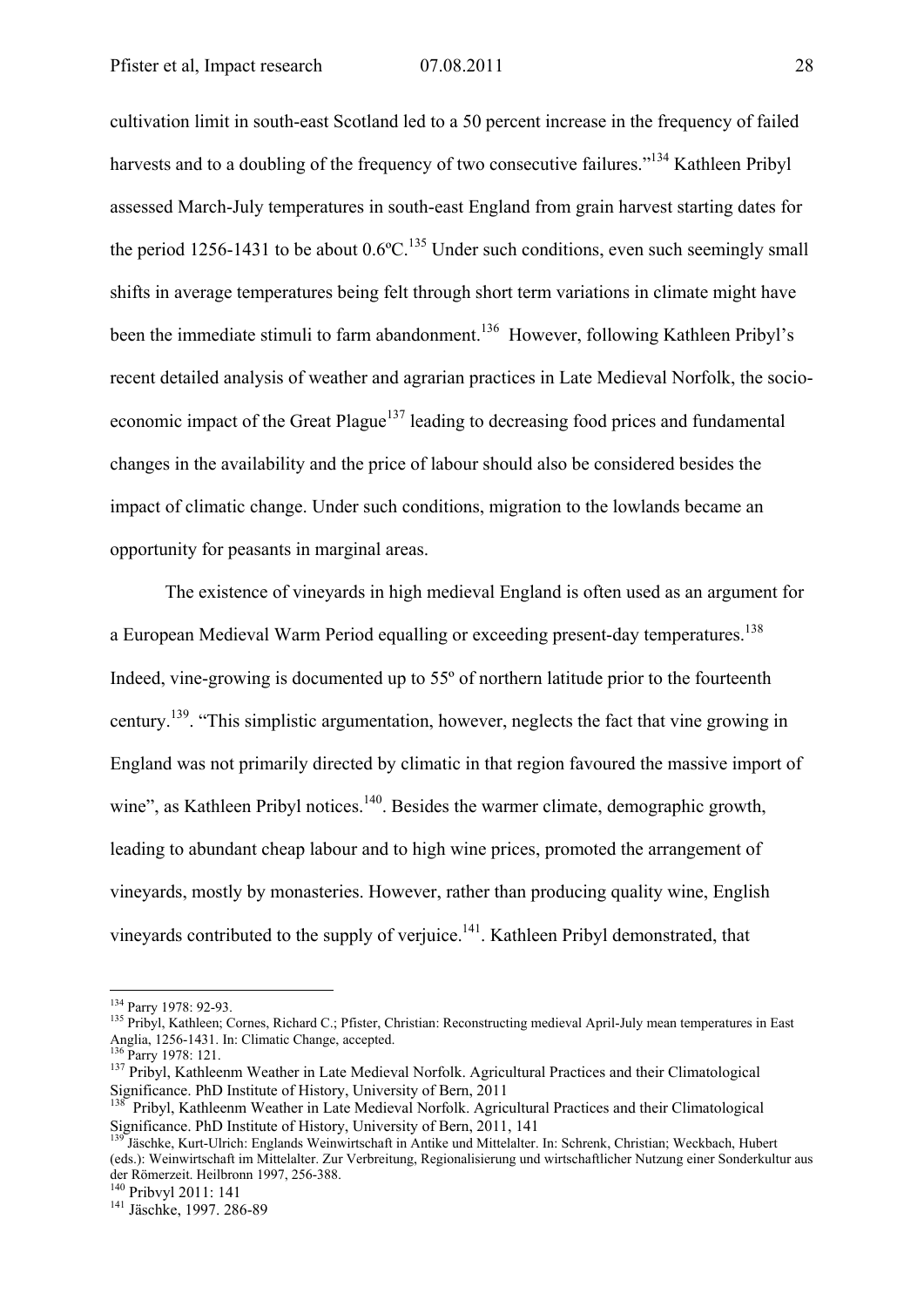cultivation limit in south-east Scotland led to a 50 percent increase in the frequency of failed harvests and to a doubling of the frequency of two consecutive failures."[134] Kathleen Pribyl assessed March-July temperatures in south-east England from grain harvest starting dates for the period 1256-1431 to be about 0.6ºC.[135] Under such conditions, even such seemingly small shifts in average temperatures being felt through short term variations in climate might have been the immediate stimuli to farm abandonment.[136] However, following Kathleen Pribyl's recent detailed analysis of weather and agrarian practices in Late Medieval Norfolk, the socio-economic impact of the Great Plague[137] leading to decreasing food prices and fundamental changes in the availability and the price of labour should also be considered besides the impact of climatic change. Under such conditions, migration to the lowlands became an opportunity for peasants in marginal areas.

The existence of vineyards in high medieval England is often used as an argument for a European Medieval Warm Period equalling or exceeding present-day temperatures.[138] Indeed, vine-growing is documented up to 55º of northern latitude prior to the fourteenth century.[139]. "This simplistic argumentation, however, neglects the fact that vine growing in England was not primarily directed by climatic in that region favoured the massive import of wine", as Kathleen Pribyl notices.[140]. Besides the warmer climate, demographic growth, leading to abundant cheap labour and to high wine prices, promoted the arrangement of vineyards, mostly by monasteries. However, rather than producing quality wine, English vineyards contributed to the supply of verjuice.[141]. Kathleen Pribyl demonstrated, that

---

[134] Parry 1978: 92-93.

[135] Pribyl, Kathleen; Cornes, Richard C.; Pfister, Christian: Reconstructing medieval April-July mean temperatures in East Anglia, 1256-1431. In: Climatic Change, accepted.

[136] Parry 1978: 121.

[137] Pribyl, Kathleenm Weather in Late Medieval Norfolk. Agricultural Practices and their Climatological Significance. PhD Institute of History, University of Bern, 2011

[138] Pribyl, Kathleenm Weather in Late Medieval Norfolk. Agricultural Practices and their Climatological Significance. PhD Institute of History, University of Bern, 2011, 141

[139] Jäschke, Kurt-Ulrich: Englands Weinwirtschaft in Antike und Mittelalter. In: Schrenk, Christian; Weckbach, Hubert (eds.): Weinwirtschaft im Mittelalter. Zur Verbreitung, Regionalisierung und wirtschaftlicher Nutzung einer Sonderkultur aus der Römerzeit. Heilbronn 1997, 256-388.

[140] Pribvyl 2011: 141

[141] Jäschke, 1997. 286-89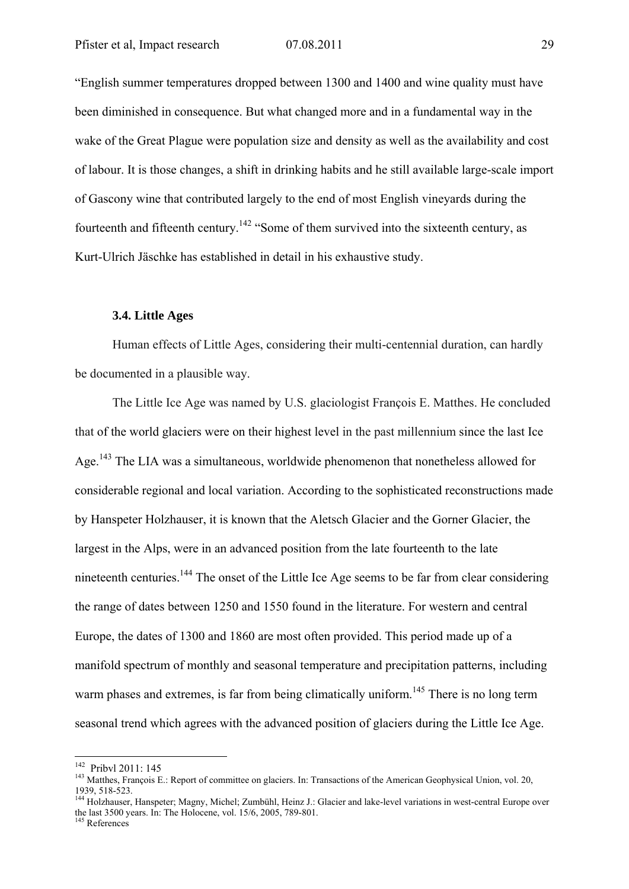“English summer temperatures dropped between 1300 and 1400 and wine quality must have been diminished in consequence. But what changed more and in a fundamental way in the wake of the Great Plague were population size and density as well as the availability and cost of labour. It is those changes, a shift in drinking habits and he still available large-scale import of Gascony wine that contributed largely to the end of most English vineyards during the fourteenth and fifteenth century.[142] “Some of them survived into the sixteenth century, as Kurt-Ulrich Jäschke has established in detail in his exhaustive study.

### 3.4. Little Ages

Human effects of Little Ages, considering their multi-centennial duration, can hardly be documented in a plausible way.

The Little Ice Age was named by U.S. glaciologist François E. Matthes. He concluded that of the world glaciers were on their highest level in the past millennium since the last Ice Age.[143] The LIA was a simultaneous, worldwide phenomenon that nonetheless allowed for considerable regional and local variation. According to the sophisticated reconstructions made by Hanspeter Holzhauser, it is known that the Aletsch Glacier and the Gorner Glacier, the largest in the Alps, were in an advanced position from the late fourteenth to the late nineteenth centuries.[144] The onset of the Little Ice Age seems to be far from clear considering the range of dates between 1250 and 1550 found in the literature. For western and central Europe, the dates of 1300 and 1860 are most often provided. This period made up of a manifold spectrum of monthly and seasonal temperature and precipitation patterns, including warm phases and extremes, is far from being climatically uniform.[145] There is no long term seasonal trend which agrees with the advanced position of glaciers during the Little Ice Age.

---

[142] Pribvl 2011: 145

[143] Matthes, François E.: Report of committee on glaciers. In: Transactions of the American Geophysical Union, vol. 20, 1939, 518-523.

[144] Holzhauser, Hanspeter; Magny, Michel; Zumbühl, Heinz J.: Glacier and lake-level variations in west-central Europe over the last 3500 years. In: The Holocene, vol. 15/6, 2005, 789-801.

[145] References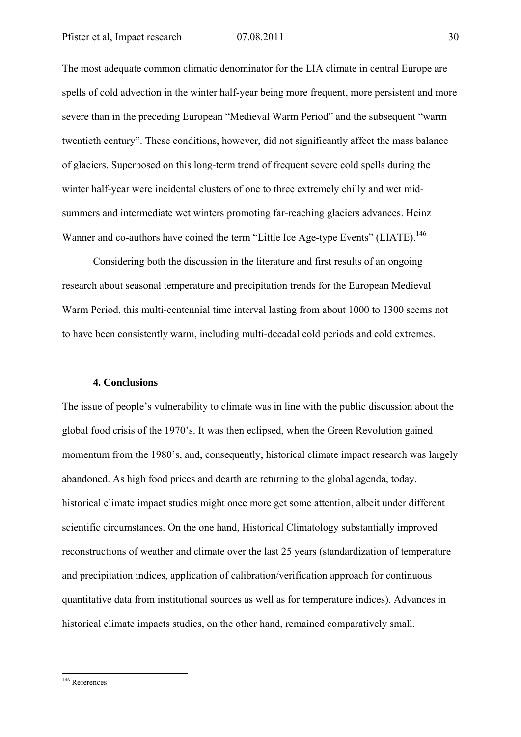The most adequate common climatic denominator for the LIA climate in central Europe are spells of cold advection in the winter half-year being more frequent, more persistent and more severe than in the preceding European "Medieval Warm Period" and the subsequent "warm twentieth century". These conditions, however, did not significantly affect the mass balance of glaciers. Superposed on this long-term trend of frequent severe cold spells during the winter half-year were incidental clusters of one to three extremely chilly and wet mid-summers and intermediate wet winters promoting far-reaching glaciers advances. Heinz Wanner and co-authors have coined the term "Little Ice Age-type Events" (LIATE).[146]

Considering both the discussion in the literature and first results of an ongoing research about seasonal temperature and precipitation trends for the European Medieval Warm Period, this multi-centennial time interval lasting from about 1000 to 1300 seems not to have been consistently warm, including multi-decadal cold periods and cold extremes.

## 4. Conclusions

The issue of people's vulnerability to climate was in line with the public discussion about the global food crisis of the 1970's. It was then eclipsed, when the Green Revolution gained momentum from the 1980's, and, consequently, historical climate impact research was largely abandoned. As high food prices and dearth are returning to the global agenda, today, historical climate impact studies might once more get some attention, albeit under different scientific circumstances. On the one hand, Historical Climatology substantially improved reconstructions of weather and climate over the last 25 years (standardization of temperature and precipitation indices, application of calibration/verification approach for continuous quantitative data from institutional sources as well as for temperature indices). Advances in historical climate impacts studies, on the other hand, remained comparatively small.

---

[146] References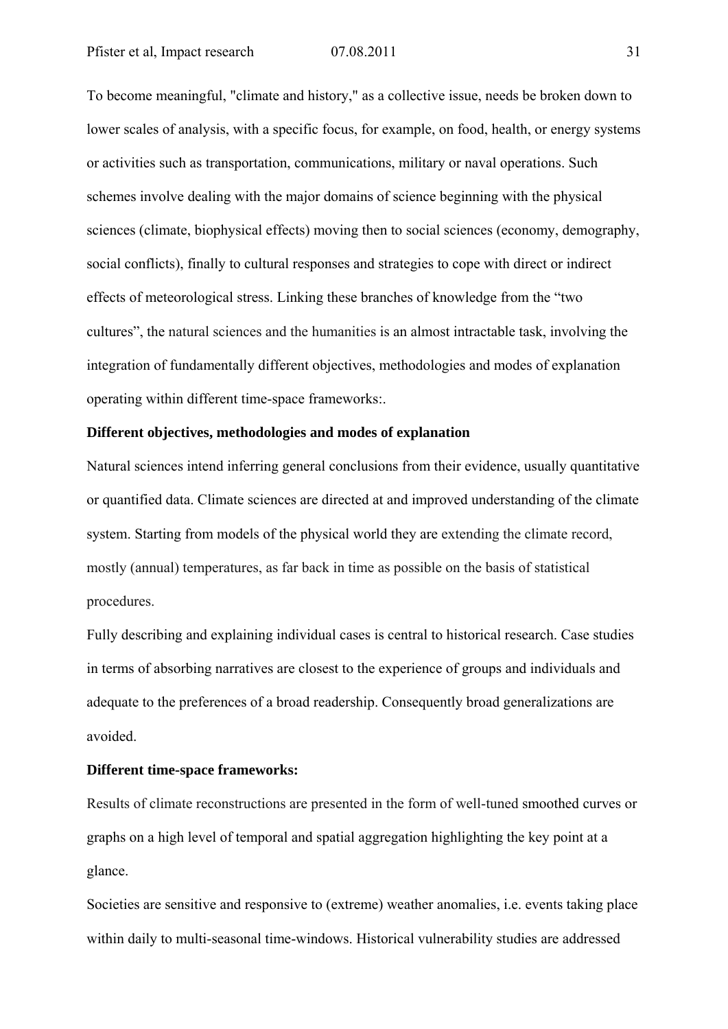To become meaningful, "climate and history," as a collective issue, needs be broken down to lower scales of analysis, with a specific focus, for example, on food, health, or energy systems or activities such as transportation, communications, military or naval operations. Such schemes involve dealing with the major domains of science beginning with the physical sciences (climate, biophysical effects) moving then to social sciences (economy, demography, social conflicts), finally to cultural responses and strategies to cope with direct or indirect effects of meteorological stress. Linking these branches of knowledge from the "two cultures", the natural sciences and the humanities is an almost intractable task, involving the integration of fundamentally different objectives, methodologies and modes of explanation operating within different time-space frameworks:.

**Different objectives, methodologies and modes of explanation**

Natural sciences intend inferring general conclusions from their evidence, usually quantitative or quantified data. Climate sciences are directed at and improved understanding of the climate system. Starting from models of the physical world they are extending the climate record, mostly (annual) temperatures, as far back in time as possible on the basis of statistical procedures.

Fully describing and explaining individual cases is central to historical research. Case studies in terms of absorbing narratives are closest to the experience of groups and individuals and adequate to the preferences of a broad readership. Consequently broad generalizations are avoided.

**Different time-space frameworks:**

Results of climate reconstructions are presented in the form of well-tuned smoothed curves or graphs on a high level of temporal and spatial aggregation highlighting the key point at a glance.

Societies are sensitive and responsive to (extreme) weather anomalies, i.e. events taking place within daily to multi-seasonal time-windows. Historical vulnerability studies are addressed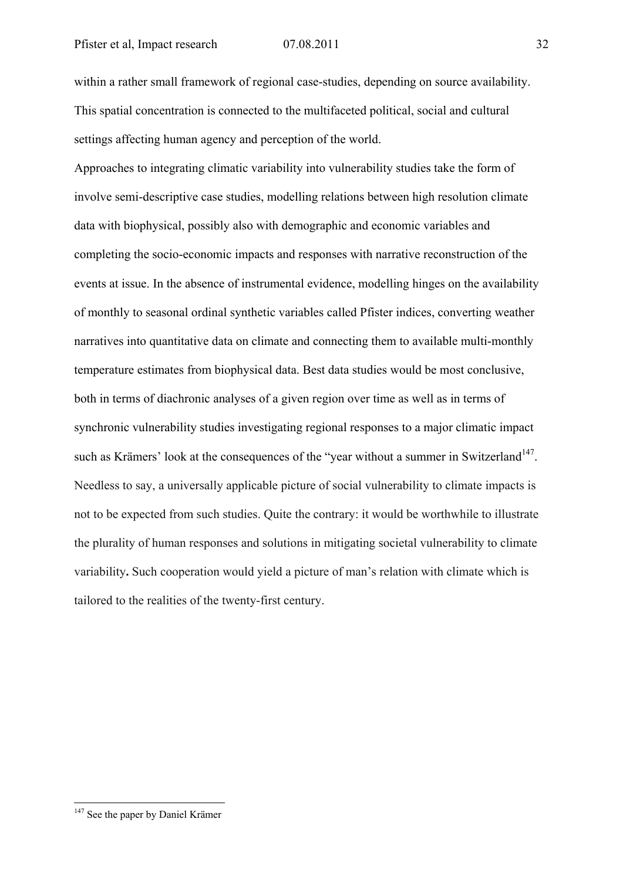within a rather small framework of regional case-studies, depending on source availability. This spatial concentration is connected to the multifaceted political, social and cultural settings affecting human agency and perception of the world.

Approaches to integrating climatic variability into vulnerability studies take the form of involve semi-descriptive case studies, modelling relations between high resolution climate data with biophysical, possibly also with demographic and economic variables and completing the socio-economic impacts and responses with narrative reconstruction of the events at issue. In the absence of instrumental evidence, modelling hinges on the availability of monthly to seasonal ordinal synthetic variables called Pfister indices, converting weather narratives into quantitative data on climate and connecting them to available multi-monthly temperature estimates from biophysical data. Best data studies would be most conclusive, both in terms of diachronic analyses of a given region over time as well as in terms of synchronic vulnerability studies investigating regional responses to a major climatic impact such as Krämers' look at the consequences of the "year without a summer in Switzerland[147]. Needless to say, a universally applicable picture of social vulnerability to climate impacts is not to be expected from such studies. Quite the contrary: it would be worthwhile to illustrate the plurality of human responses and solutions in mitigating societal vulnerability to climate variability**.** Such cooperation would yield a picture of man's relation with climate which is tailored to the realities of the twenty-first century.

[147] See the paper by Daniel Krämer